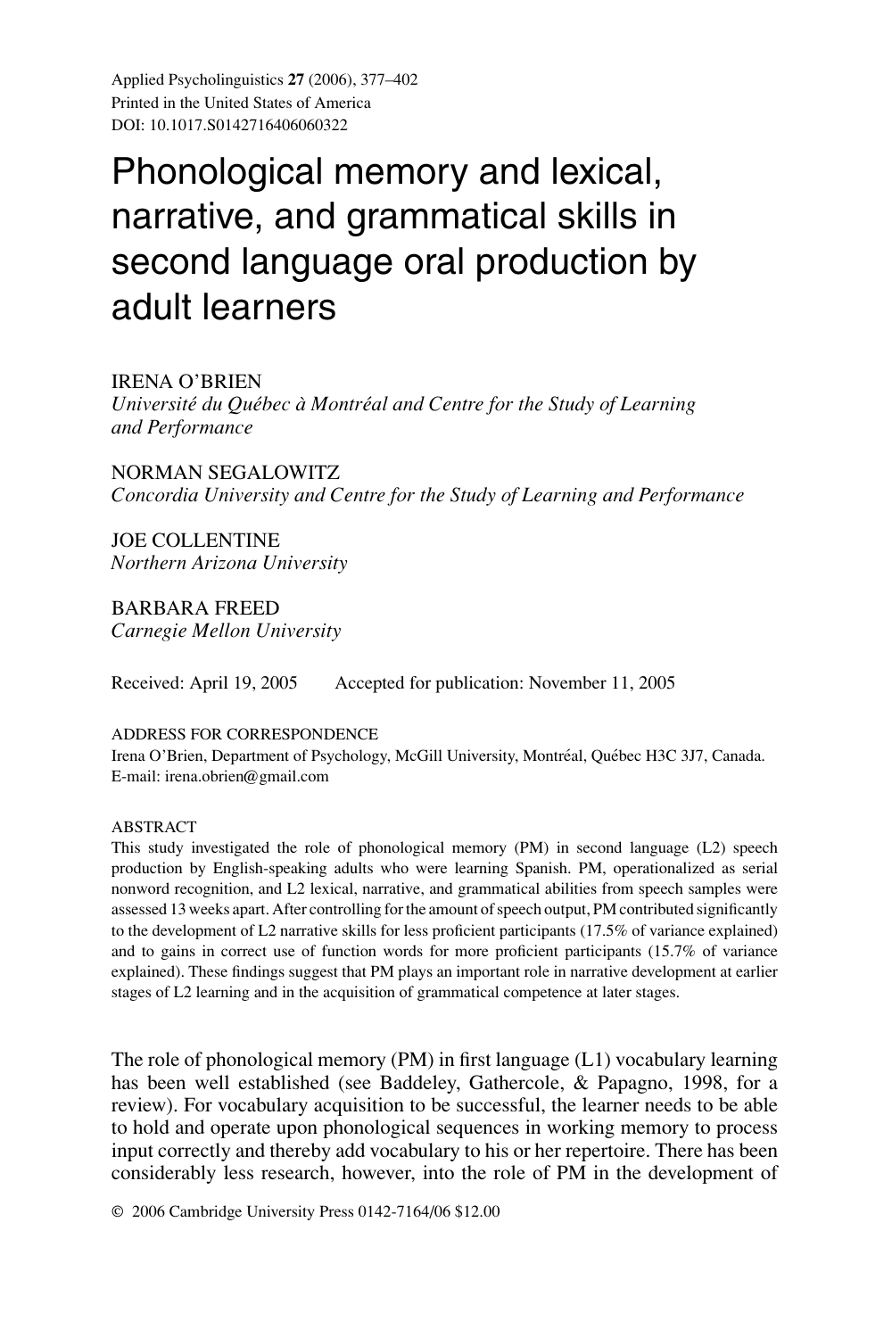# Phonological memory and lexical, narrative, and grammatical skills in second language oral production by adult learners

IRENA O'BRIEN
*Université du Québec à Montréal and Centre for the Study of Learning and Performance*

NORMAN SEGALOWITZ
*Concordia University and Centre for the Study of Learning and Performance*

JOE COLLENTINE
*Northern Arizona University*

BARBARA FREED
*Carnegie Mellon University*

Received: April 19, 2005    Accepted for publication: November 11, 2005

ADDRESS FOR CORRESPONDENCE
Irena O'Brien, Department of Psychology, McGill University, Montréal, Québec H3C 3J7, Canada. E-mail: irena.obrien@gmail.com

ABSTRACT
This study investigated the role of phonological memory (PM) in second language (L2) speech production by English-speaking adults who were learning Spanish. PM, operationalized as serial nonword recognition, and L2 lexical, narrative, and grammatical abilities from speech samples were assessed 13 weeks apart. After controlling for the amount of speech output, PM contributed significantly to the development of L2 narrative skills for less proficient participants (17.5% of variance explained) and to gains in correct use of function words for more proficient participants (15.7% of variance explained). These findings suggest that PM plays an important role in narrative development at earlier stages of L2 learning and in the acquisition of grammatical competence at later stages.

The role of phonological memory (PM) in first language (L1) vocabulary learning has been well established (see Baddeley, Gathercole, & Papagno, 1998, for a review). For vocabulary acquisition to be successful, the learner needs to be able to hold and operate upon phonological sequences in working memory to process input correctly and thereby add vocabulary to his or her repertoire. There has been considerably less research, however, into the role of PM in the development of

© 2006 Cambridge University Press 0142-7164/06 $12.00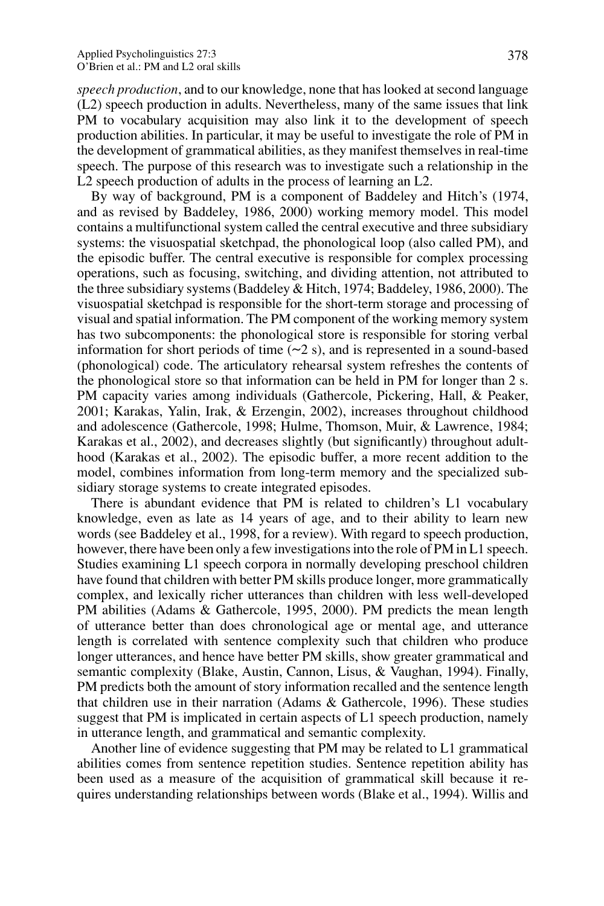*speech production*, and to our knowledge, none that has looked at second language (L2) speech production in adults. Nevertheless, many of the same issues that link PM to vocabulary acquisition may also link it to the development of speech production abilities. In particular, it may be useful to investigate the role of PM in the development of grammatical abilities, as they manifest themselves in real-time speech. The purpose of this research was to investigate such a relationship in the L2 speech production of adults in the process of learning an L2.

By way of background, PM is a component of Baddeley and Hitch's (1974, and as revised by Baddeley, 1986, 2000) working memory model. This model contains a multifunctional system called the central executive and three subsidiary systems: the visuospatial sketchpad, the phonological loop (also called PM), and the episodic buffer. The central executive is responsible for complex processing operations, such as focusing, switching, and dividing attention, not attributed to the three subsidiary systems (Baddeley & Hitch, 1974; Baddeley, 1986, 2000). The visuospatial sketchpad is responsible for the short-term storage and processing of visual and spatial information. The PM component of the working memory system has two subcomponents: the phonological store is responsible for storing verbal information for short periods of time (~2 s), and is represented in a sound-based (phonological) code. The articulatory rehearsal system refreshes the contents of the phonological store so that information can be held in PM for longer than 2 s. PM capacity varies among individuals (Gathercole, Pickering, Hall, & Peaker, 2001; Karakas, Yalin, Irak, & Erzengin, 2002), increases throughout childhood and adolescence (Gathercole, 1998; Hulme, Thomson, Muir, & Lawrence, 1984; Karakas et al., 2002), and decreases slightly (but significantly) throughout adulthood (Karakas et al., 2002). The episodic buffer, a more recent addition to the model, combines information from long-term memory and the specialized subsidiary storage systems to create integrated episodes.

There is abundant evidence that PM is related to children's L1 vocabulary knowledge, even as late as 14 years of age, and to their ability to learn new words (see Baddeley et al., 1998, for a review). With regard to speech production, however, there have been only a few investigations into the role of PM in L1 speech. Studies examining L1 speech corpora in normally developing preschool children have found that children with better PM skills produce longer, more grammatically complex, and lexically richer utterances than children with less well-developed PM abilities (Adams & Gathercole, 1995, 2000). PM predicts the mean length of utterance better than does chronological age or mental age, and utterance length is correlated with sentence complexity such that children who produce longer utterances, and hence have better PM skills, show greater grammatical and semantic complexity (Blake, Austin, Cannon, Lisus, & Vaughan, 1994). Finally, PM predicts both the amount of story information recalled and the sentence length that children use in their narration (Adams & Gathercole, 1996). These studies suggest that PM is implicated in certain aspects of L1 speech production, namely in utterance length, and grammatical and semantic complexity.

Another line of evidence suggesting that PM may be related to L1 grammatical abilities comes from sentence repetition studies. Sentence repetition ability has been used as a measure of the acquisition of grammatical skill because it requires understanding relationships between words (Blake et al., 1994). Willis and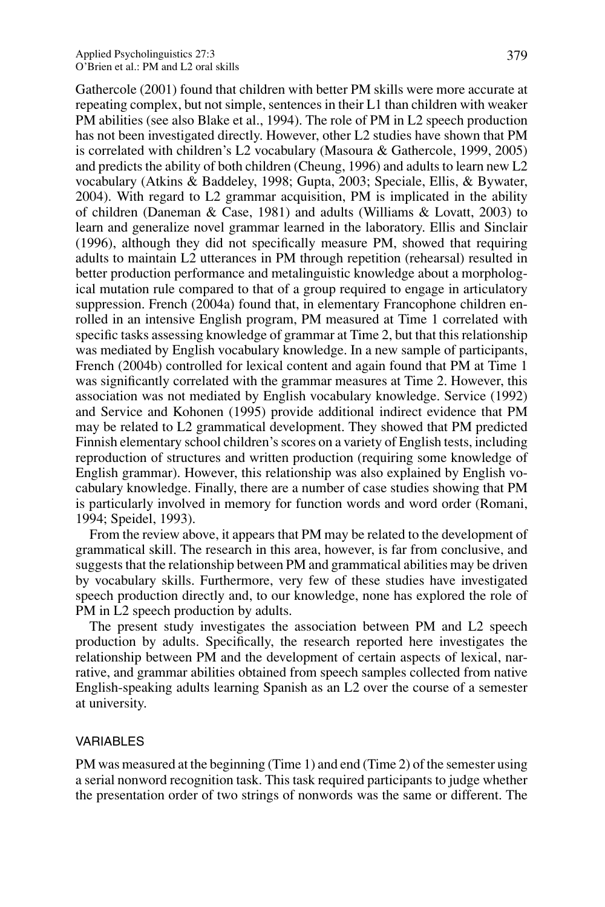Gathercole (2001) found that children with better PM skills were more accurate at repeating complex, but not simple, sentences in their L1 than children with weaker PM abilities (see also Blake et al., 1994). The role of PM in L2 speech production has not been investigated directly. However, other L2 studies have shown that PM is correlated with children's L2 vocabulary (Masoura & Gathercole, 1999, 2005) and predicts the ability of both children (Cheung, 1996) and adults to learn new L2 vocabulary (Atkins & Baddeley, 1998; Gupta, 2003; Speciale, Ellis, & Bywater, 2004). With regard to L2 grammar acquisition, PM is implicated in the ability of children (Daneman & Case, 1981) and adults (Williams & Lovatt, 2003) to learn and generalize novel grammar learned in the laboratory. Ellis and Sinclair (1996), although they did not specifically measure PM, showed that requiring adults to maintain L2 utterances in PM through repetition (rehearsal) resulted in better production performance and metalinguistic knowledge about a morphological mutation rule compared to that of a group required to engage in articulatory suppression. French (2004a) found that, in elementary Francophone children enrolled in an intensive English program, PM measured at Time 1 correlated with specific tasks assessing knowledge of grammar at Time 2, but that this relationship was mediated by English vocabulary knowledge. In a new sample of participants, French (2004b) controlled for lexical content and again found that PM at Time 1 was significantly correlated with the grammar measures at Time 2. However, this association was not mediated by English vocabulary knowledge. Service (1992) and Service and Kohonen (1995) provide additional indirect evidence that PM may be related to L2 grammatical development. They showed that PM predicted Finnish elementary school children's scores on a variety of English tests, including reproduction of structures and written production (requiring some knowledge of English grammar). However, this relationship was also explained by English vocabulary knowledge. Finally, there are a number of case studies showing that PM is particularly involved in memory for function words and word order (Romani, 1994; Speidel, 1993).

From the review above, it appears that PM may be related to the development of grammatical skill. The research in this area, however, is far from conclusive, and suggests that the relationship between PM and grammatical abilities may be driven by vocabulary skills. Furthermore, very few of these studies have investigated speech production directly and, to our knowledge, none has explored the role of PM in L2 speech production by adults.

The present study investigates the association between PM and L2 speech production by adults. Specifically, the research reported here investigates the relationship between PM and the development of certain aspects of lexical, narrative, and grammar abilities obtained from speech samples collected from native English-speaking adults learning Spanish as an L2 over the course of a semester at university.

## VARIABLES

PM was measured at the beginning (Time 1) and end (Time 2) of the semester using a serial nonword recognition task. This task required participants to judge whether the presentation order of two strings of nonwords was the same or different. The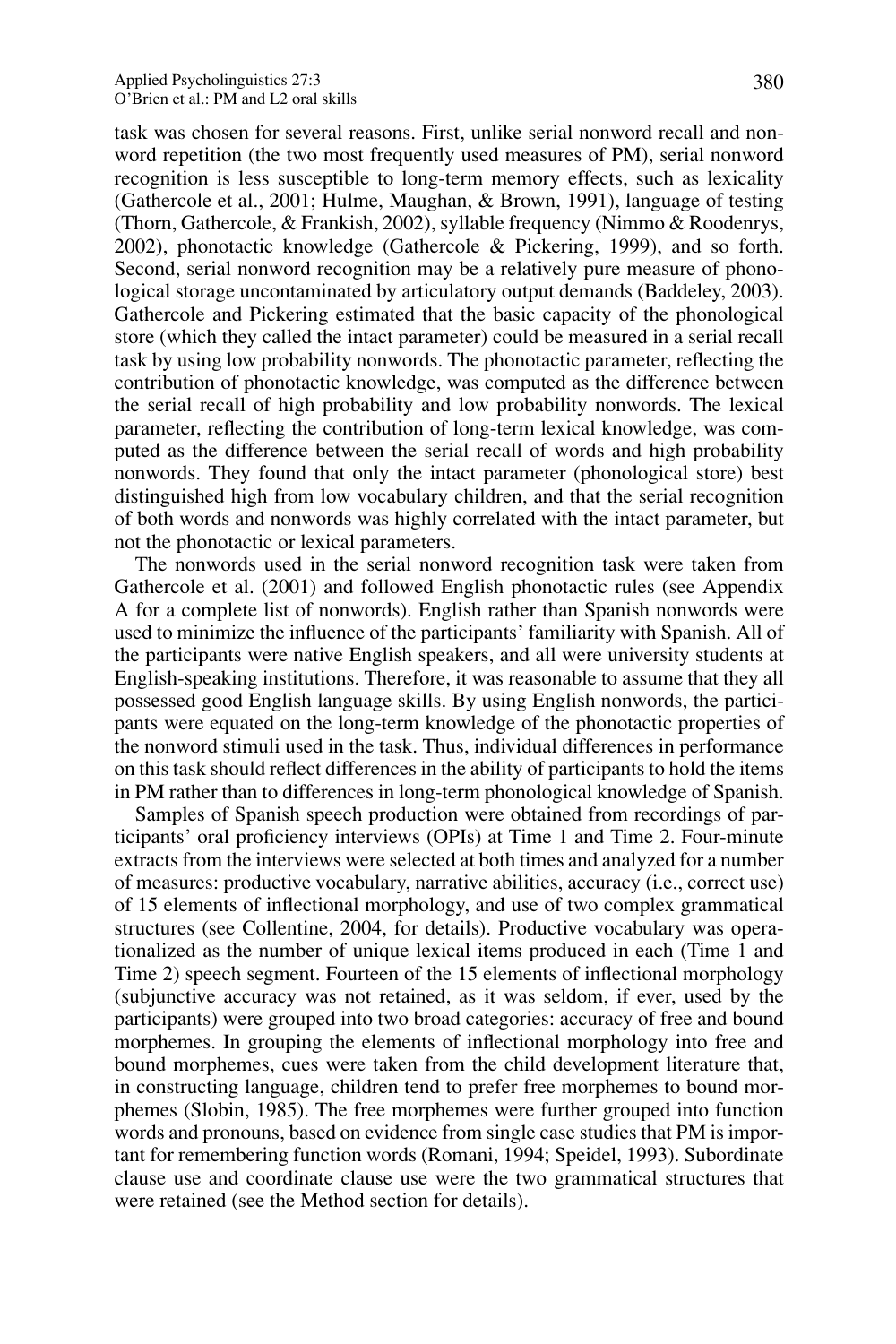task was chosen for several reasons. First, unlike serial nonword recall and nonword repetition (the two most frequently used measures of PM), serial nonword recognition is less susceptible to long-term memory effects, such as lexicality (Gathercole et al., 2001; Hulme, Maughan, & Brown, 1991), language of testing (Thorn, Gathercole, & Frankish, 2002), syllable frequency (Nimmo & Roodenrys, 2002), phonotactic knowledge (Gathercole & Pickering, 1999), and so forth. Second, serial nonword recognition may be a relatively pure measure of phonological storage uncontaminated by articulatory output demands (Baddeley, 2003). Gathercole and Pickering estimated that the basic capacity of the phonological store (which they called the intact parameter) could be measured in a serial recall task by using low probability nonwords. The phonotactic parameter, reflecting the contribution of phonotactic knowledge, was computed as the difference between the serial recall of high probability and low probability nonwords. The lexical parameter, reflecting the contribution of long-term lexical knowledge, was computed as the difference between the serial recall of words and high probability nonwords. They found that only the intact parameter (phonological store) best distinguished high from low vocabulary children, and that the serial recognition of both words and nonwords was highly correlated with the intact parameter, but not the phonotactic or lexical parameters.

The nonwords used in the serial nonword recognition task were taken from Gathercole et al. (2001) and followed English phonotactic rules (see Appendix A for a complete list of nonwords). English rather than Spanish nonwords were used to minimize the influence of the participants' familiarity with Spanish. All of the participants were native English speakers, and all were university students at English-speaking institutions. Therefore, it was reasonable to assume that they all possessed good English language skills. By using English nonwords, the participants were equated on the long-term knowledge of the phonotactic properties of the nonword stimuli used in the task. Thus, individual differences in performance on this task should reflect differences in the ability of participants to hold the items in PM rather than to differences in long-term phonological knowledge of Spanish.

Samples of Spanish speech production were obtained from recordings of participants' oral proficiency interviews (OPIs) at Time 1 and Time 2. Four-minute extracts from the interviews were selected at both times and analyzed for a number of measures: productive vocabulary, narrative abilities, accuracy (i.e., correct use) of 15 elements of inflectional morphology, and use of two complex grammatical structures (see Collentine, 2004, for details). Productive vocabulary was operationalized as the number of unique lexical items produced in each (Time 1 and Time 2) speech segment. Fourteen of the 15 elements of inflectional morphology (subjunctive accuracy was not retained, as it was seldom, if ever, used by the participants) were grouped into two broad categories: accuracy of free and bound morphemes. In grouping the elements of inflectional morphology into free and bound morphemes, cues were taken from the child development literature that, in constructing language, children tend to prefer free morphemes to bound morphemes (Slobin, 1985). The free morphemes were further grouped into function words and pronouns, based on evidence from single case studies that PM is important for remembering function words (Romani, 1994; Speidel, 1993). Subordinate clause use and coordinate clause use were the two grammatical structures that were retained (see the Method section for details).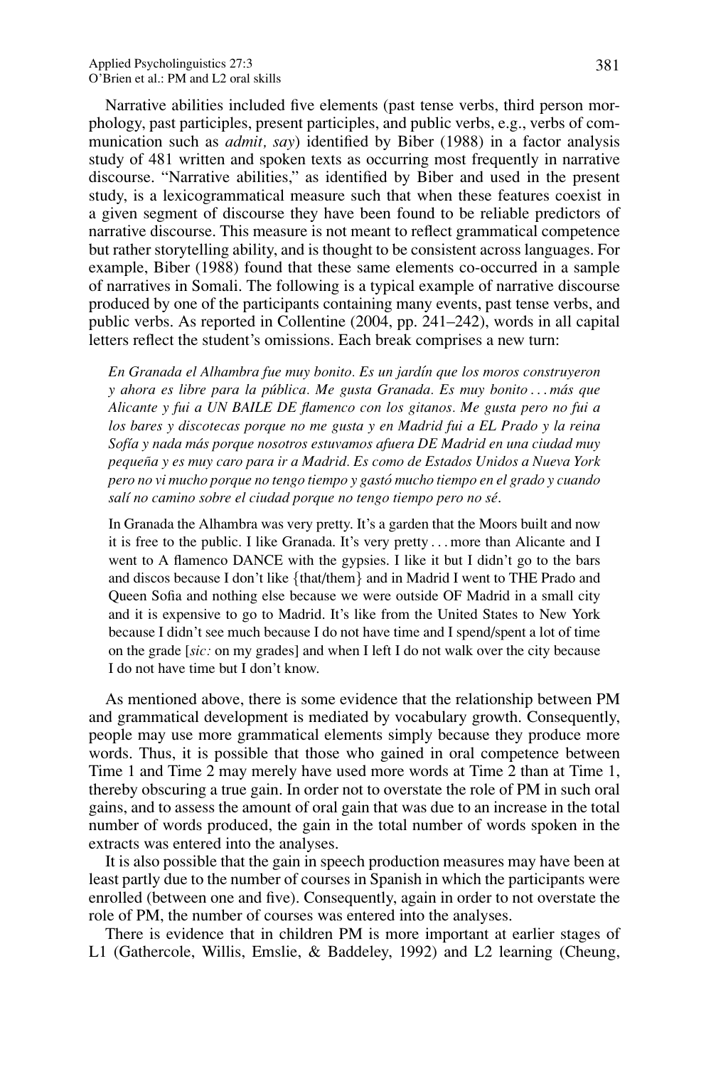Narrative abilities included five elements (past tense verbs, third person morphology, past participles, present participles, and public verbs, e.g., verbs of communication such as *admit, say*) identified by Biber (1988) in a factor analysis study of 481 written and spoken texts as occurring most frequently in narrative discourse. "Narrative abilities," as identified by Biber and used in the present study, is a lexicogrammatical measure such that when these features coexist in a given segment of discourse they have been found to be reliable predictors of narrative discourse. This measure is not meant to reflect grammatical competence but rather storytelling ability, and is thought to be consistent across languages. For example, Biber (1988) found that these same elements co-occurred in a sample of narratives in Somali. The following is a typical example of narrative discourse produced by one of the participants containing many events, past tense verbs, and public verbs. As reported in Collentine (2004, pp. 241–242), words in all capital letters reflect the student's omissions. Each break comprises a new turn:

> *En Granada el Alhambra fue muy bonito. Es un jardín que los moros construyeron y ahora es libre para la pública. Me gusta Granada. Es muy bonito . . . más que Alicante y fui a UN BAILE DE flamenco con los gitanos. Me gusta pero no fui a los bares y discotecas porque no me gusta y en Madrid fui a EL Prado y la reina Sofía y nada más porque nosotros estuvamos afuera DE Madrid en una ciudad muy pequeña y es muy caro para ir a Madrid. Es como de Estados Unidos a Nueva York pero no vi mucho porque no tengo tiempo y gastó mucho tiempo en el grado y cuando salí no camino sobre el ciudad porque no tengo tiempo pero no sé.*
>
> In Granada the Alhambra was very pretty. It's a garden that the Moors built and now it is free to the public. I like Granada. It's very pretty . . . more than Alicante and I went to A flamenco DANCE with the gypsies. I like it but I didn't go to the bars and discos because I don't like {that/them} and in Madrid I went to THE Prado and Queen Sofia and nothing else because we were outside OF Madrid in a small city and it is expensive to go to Madrid. It's like from the United States to New York because I didn't see much because I do not have time and I spend/spent a lot of time on the grade [*sic:* on my grades] and when I left I do not walk over the city because I do not have time but I don't know.

As mentioned above, there is some evidence that the relationship between PM and grammatical development is mediated by vocabulary growth. Consequently, people may use more grammatical elements simply because they produce more words. Thus, it is possible that those who gained in oral competence between Time 1 and Time 2 may merely have used more words at Time 2 than at Time 1, thereby obscuring a true gain. In order not to overstate the role of PM in such oral gains, and to assess the amount of oral gain that was due to an increase in the total number of words produced, the gain in the total number of words spoken in the extracts was entered into the analyses.

It is also possible that the gain in speech production measures may have been at least partly due to the number of courses in Spanish in which the participants were enrolled (between one and five). Consequently, again in order to not overstate the role of PM, the number of courses was entered into the analyses.

There is evidence that in children PM is more important at earlier stages of L1 (Gathercole, Willis, Emslie, & Baddeley, 1992) and L2 learning (Cheung,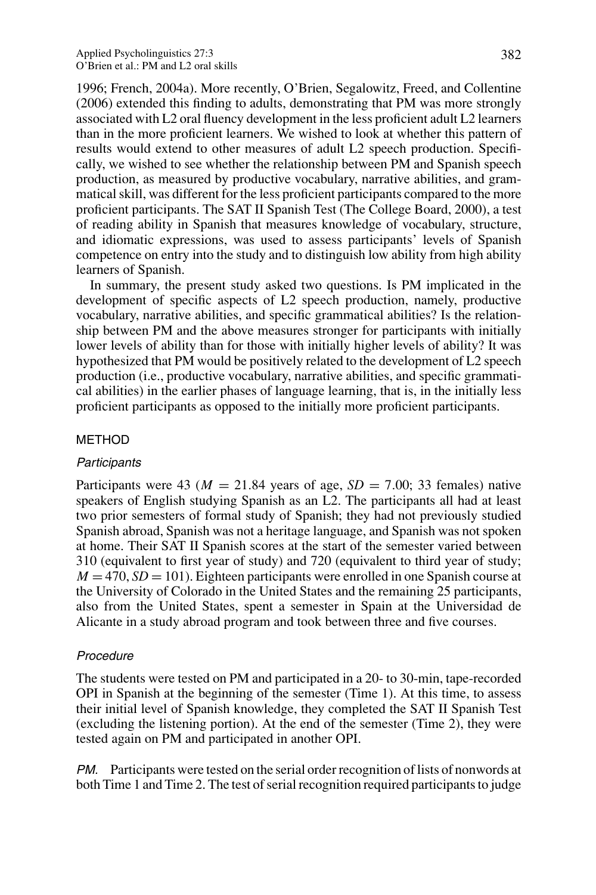1996; French, 2004a). More recently, O'Brien, Segalowitz, Freed, and Collentine (2006) extended this finding to adults, demonstrating that PM was more strongly associated with L2 oral fluency development in the less proficient adult L2 learners than in the more proficient learners. We wished to look at whether this pattern of results would extend to other measures of adult L2 speech production. Specifically, we wished to see whether the relationship between PM and Spanish speech production, as measured by productive vocabulary, narrative abilities, and grammatical skill, was different for the less proficient participants compared to the more proficient participants. The SAT II Spanish Test (The College Board, 2000), a test of reading ability in Spanish that measures knowledge of vocabulary, structure, and idiomatic expressions, was used to assess participants' levels of Spanish competence on entry into the study and to distinguish low ability from high ability learners of Spanish.

In summary, the present study asked two questions. Is PM implicated in the development of specific aspects of L2 speech production, namely, productive vocabulary, narrative abilities, and specific grammatical abilities? Is the relationship between PM and the above measures stronger for participants with initially lower levels of ability than for those with initially higher levels of ability? It was hypothesized that PM would be positively related to the development of L2 speech production (i.e., productive vocabulary, narrative abilities, and specific grammatical abilities) in the earlier phases of language learning, that is, in the initially less proficient participants as opposed to the initially more proficient participants.

## METHOD

### *Participants*

Participants were 43 ($M = 21.84$ years of age, $SD = 7.00$; 33 females) native speakers of English studying Spanish as an L2. The participants all had at least two prior semesters of formal study of Spanish; they had not previously studied Spanish abroad, Spanish was not a heritage language, and Spanish was not spoken at home. Their SAT II Spanish scores at the start of the semester varied between 310 (equivalent to first year of study) and 720 (equivalent to third year of study; $M = 470$, $SD = 101$). Eighteen participants were enrolled in one Spanish course at the University of Colorado in the United States and the remaining 25 participants, also from the United States, spent a semester in Spain at the Universidad de Alicante in a study abroad program and took between three and five courses.

### *Procedure*

The students were tested on PM and participated in a 20- to 30-min, tape-recorded OPI in Spanish at the beginning of the semester (Time 1). At this time, to assess their initial level of Spanish knowledge, they completed the SAT II Spanish Test (excluding the listening portion). At the end of the semester (Time 2), they were tested again on PM and participated in another OPI.

*PM.* Participants were tested on the serial order recognition of lists of nonwords at both Time 1 and Time 2. The test of serial recognition required participants to judge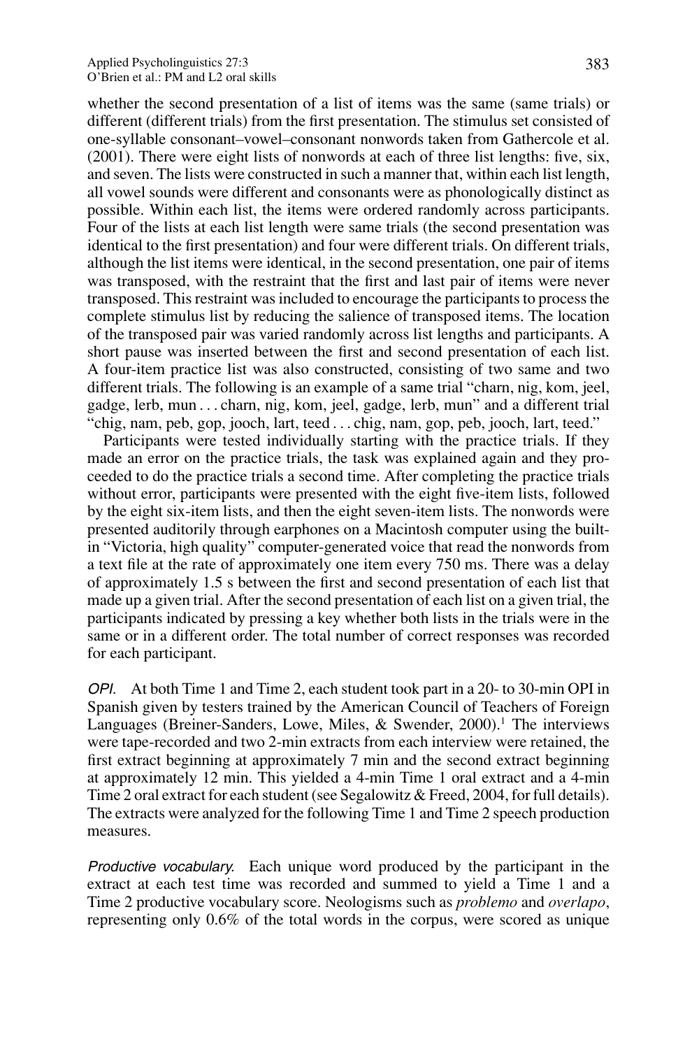whether the second presentation of a list of items was the same (same trials) or different (different trials) from the first presentation. The stimulus set consisted of one-syllable consonant–vowel–consonant nonwords taken from Gathercole et al. (2001). There were eight lists of nonwords at each of three list lengths: five, six, and seven. The lists were constructed in such a manner that, within each list length, all vowel sounds were different and consonants were as phonologically distinct as possible. Within each list, the items were ordered randomly across participants. Four of the lists at each list length were same trials (the second presentation was identical to the first presentation) and four were different trials. On different trials, although the list items were identical, in the second presentation, one pair of items was transposed, with the restraint that the first and last pair of items were never transposed. This restraint was included to encourage the participants to process the complete stimulus list by reducing the salience of transposed items. The location of the transposed pair was varied randomly across list lengths and participants. A short pause was inserted between the first and second presentation of each list. A four-item practice list was also constructed, consisting of two same and two different trials. The following is an example of a same trial "charn, nig, kom, jeel, gadge, lerb, mun . . . charn, nig, kom, jeel, gadge, lerb, mun" and a different trial "chig, nam, peb, gop, jooch, lart, teed . . . chig, nam, gop, peb, jooch, lart, teed."

Participants were tested individually starting with the practice trials. If they made an error on the practice trials, the task was explained again and they proceeded to do the practice trials a second time. After completing the practice trials without error, participants were presented with the eight five-item lists, followed by the eight six-item lists, and then the eight seven-item lists. The nonwords were presented auditorily through earphones on a Macintosh computer using the built-in "Victoria, high quality" computer-generated voice that read the nonwords from a text file at the rate of approximately one item every 750 ms. There was a delay of approximately 1.5 s between the first and second presentation of each list that made up a given trial. After the second presentation of each list on a given trial, the participants indicated by pressing a key whether both lists in the trials were in the same or in a different order. The total number of correct responses was recorded for each participant.

*OPI.* At both Time 1 and Time 2, each student took part in a 20- to 30-min OPI in Spanish given by testers trained by the American Council of Teachers of Foreign Languages (Breiner-Sanders, Lowe, Miles, & Swender, 2000).[1] The interviews were tape-recorded and two 2-min extracts from each interview were retained, the first extract beginning at approximately 7 min and the second extract beginning at approximately 12 min. This yielded a 4-min Time 1 oral extract and a 4-min Time 2 oral extract for each student (see Segalowitz & Freed, 2004, for full details). The extracts were analyzed for the following Time 1 and Time 2 speech production measures.

*Productive vocabulary.* Each unique word produced by the participant in the extract at each test time was recorded and summed to yield a Time 1 and a Time 2 productive vocabulary score. Neologisms such as *problemo* and *overlapo*, representing only 0.6% of the total words in the corpus, were scored as unique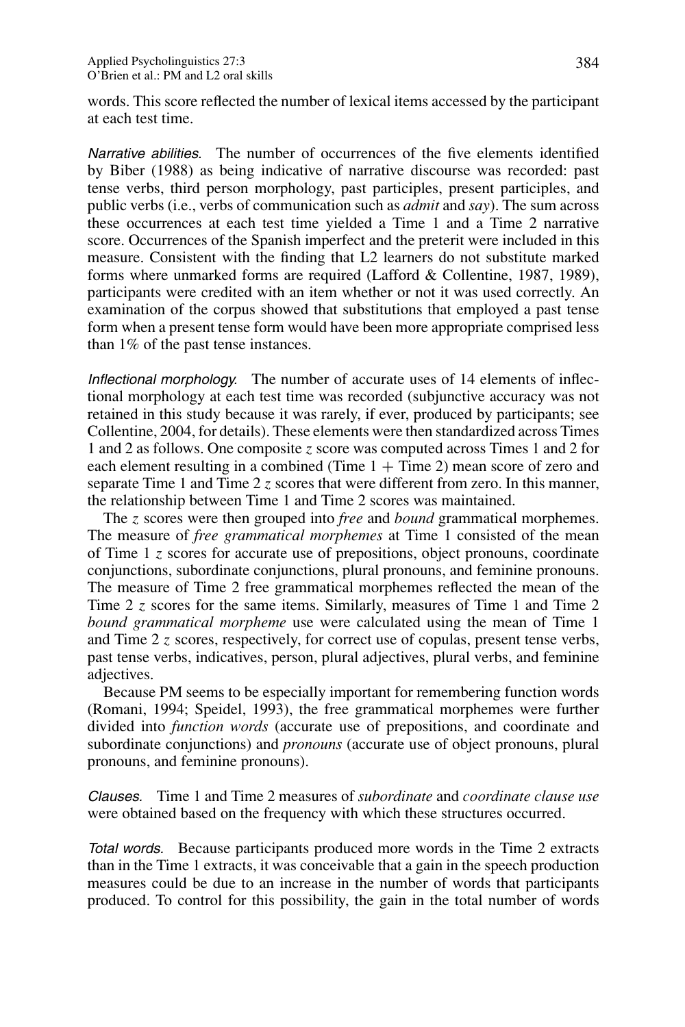words. This score reflected the number of lexical items accessed by the participant at each test time.

*Narrative abilities.* The number of occurrences of the five elements identified by Biber (1988) as being indicative of narrative discourse was recorded: past tense verbs, third person morphology, past participles, present participles, and public verbs (i.e., verbs of communication such as *admit* and *say*). The sum across these occurrences at each test time yielded a Time 1 and a Time 2 narrative score. Occurrences of the Spanish imperfect and the preterit were included in this measure. Consistent with the finding that L2 learners do not substitute marked forms where unmarked forms are required (Lafford & Collentine, 1987, 1989), participants were credited with an item whether or not it was used correctly. An examination of the corpus showed that substitutions that employed a past tense form when a present tense form would have been more appropriate comprised less than 1% of the past tense instances.

*Inflectional morphology.* The number of accurate uses of 14 elements of inflectional morphology at each test time was recorded (subjunctive accuracy was not retained in this study because it was rarely, if ever, produced by participants; see Collentine, 2004, for details). These elements were then standardized across Times 1 and 2 as follows. One composite $z$ score was computed across Times 1 and 2 for each element resulting in a combined (Time 1 + Time 2) mean score of zero and separate Time 1 and Time 2 $z$ scores that were different from zero. In this manner, the relationship between Time 1 and Time 2 scores was maintained.

The $z$ scores were then grouped into *free* and *bound* grammatical morphemes. The measure of *free grammatical morphemes* at Time 1 consisted of the mean of Time 1 $z$ scores for accurate use of prepositions, object pronouns, coordinate conjunctions, subordinate conjunctions, plural pronouns, and feminine pronouns. The measure of Time 2 free grammatical morphemes reflected the mean of the Time 2 $z$ scores for the same items. Similarly, measures of Time 1 and Time 2 *bound grammatical morpheme* use were calculated using the mean of Time 1 and Time 2 $z$ scores, respectively, for correct use of copulas, present tense verbs, past tense verbs, indicatives, person, plural adjectives, plural verbs, and feminine adjectives.

Because PM seems to be especially important for remembering function words (Romani, 1994; Speidel, 1993), the free grammatical morphemes were further divided into *function words* (accurate use of prepositions, and coordinate and subordinate conjunctions) and *pronouns* (accurate use of object pronouns, plural pronouns, and feminine pronouns).

*Clauses.* Time 1 and Time 2 measures of *subordinate* and *coordinate clause use* were obtained based on the frequency with which these structures occurred.

*Total words.* Because participants produced more words in the Time 2 extracts than in the Time 1 extracts, it was conceivable that a gain in the speech production measures could be due to an increase in the number of words that participants produced. To control for this possibility, the gain in the total number of words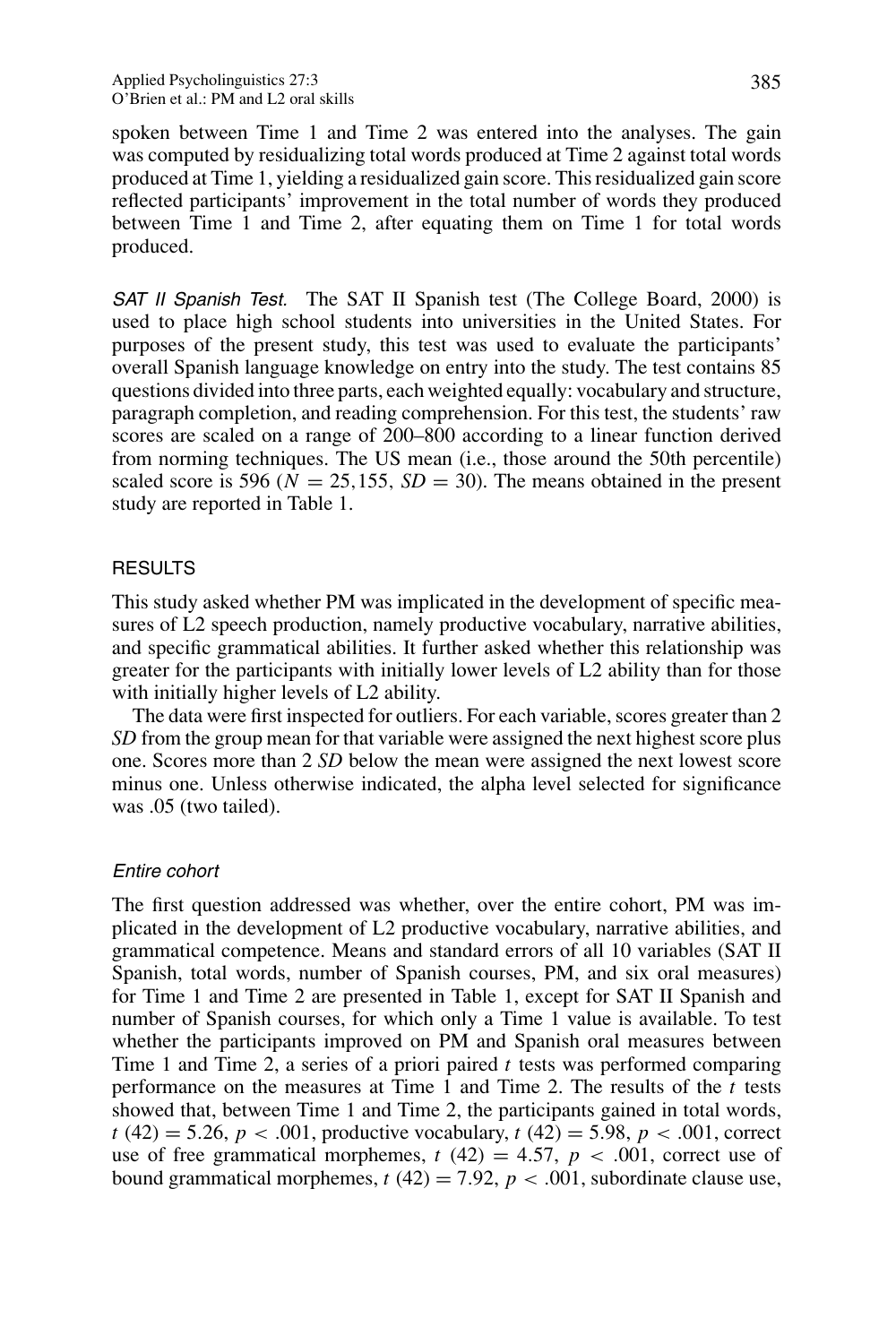spoken between Time 1 and Time 2 was entered into the analyses. The gain was computed by residualizing total words produced at Time 2 against total words produced at Time 1, yielding a residualized gain score. This residualized gain score reflected participants' improvement in the total number of words they produced between Time 1 and Time 2, after equating them on Time 1 for total words produced.

*SAT II Spanish Test.* The SAT II Spanish test (The College Board, 2000) is used to place high school students into universities in the United States. For purposes of the present study, this test was used to evaluate the participants' overall Spanish language knowledge on entry into the study. The test contains 85 questions divided into three parts, each weighted equally: vocabulary and structure, paragraph completion, and reading comprehension. For this test, the students' raw scores are scaled on a range of 200–800 according to a linear function derived from norming techniques. The US mean (i.e., those around the 50th percentile) scaled score is 596 ($N = 25,155$, $SD = 30$). The means obtained in the present study are reported in Table 1.

## RESULTS

This study asked whether PM was implicated in the development of specific measures of L2 speech production, namely productive vocabulary, narrative abilities, and specific grammatical abilities. It further asked whether this relationship was greater for the participants with initially lower levels of L2 ability than for those with initially higher levels of L2 ability.

The data were first inspected for outliers. For each variable, scores greater than 2 *SD* from the group mean for that variable were assigned the next highest score plus one. Scores more than 2 *SD* below the mean were assigned the next lowest score minus one. Unless otherwise indicated, the alpha level selected for significance was .05 (two tailed).

### *Entire cohort*

The first question addressed was whether, over the entire cohort, PM was implicated in the development of L2 productive vocabulary, narrative abilities, and grammatical competence. Means and standard errors of all 10 variables (SAT II Spanish, total words, number of Spanish courses, PM, and six oral measures) for Time 1 and Time 2 are presented in Table 1, except for SAT II Spanish and number of Spanish courses, for which only a Time 1 value is available. To test whether the participants improved on PM and Spanish oral measures between Time 1 and Time 2, a series of a priori paired *t* tests was performed comparing performance on the measures at Time 1 and Time 2. The results of the *t* tests showed that, between Time 1 and Time 2, the participants gained in total words, $t\ (42) = 5.26$, $p < .001$, productive vocabulary, $t\ (42) = 5.98$, $p < .001$, correct use of free grammatical morphemes, $t\ (42) = 4.57$, $p < .001$, correct use of bound grammatical morphemes, $t\ (42) = 7.92$, $p < .001$, subordinate clause use,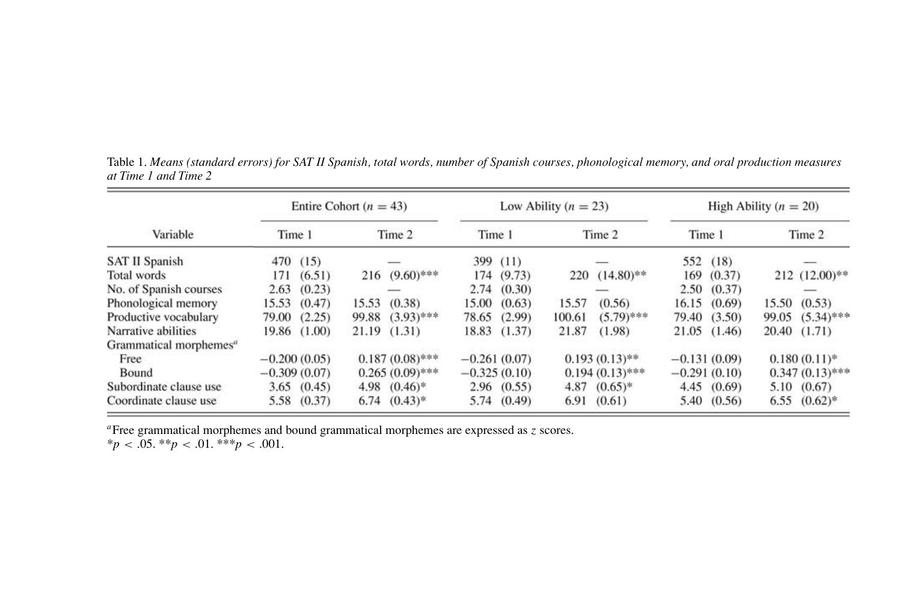Table 1. *Means (standard errors) for SAT II Spanish, total words, number of Spanish courses, phonological memory, and oral production measures at Time 1 and Time 2*

| Variable | Entire Cohort ($n$ = 43) | | Low Ability ($n$ = 23) | | High Ability ($n$ = 20) | |
|---|---|---|---|---|---|---|
| | Time 1 | Time 2 | Time 1 | Time 2 | Time 1 | Time 2 |
| SAT II Spanish | 470 (15) | — | 399 (11) | — | 552 (18) | — |
| Total words | 171 (6.51) | 216 (9.60)*** | 174 (9.73) | 220 (14.80)** | 169 (0.37) | 212 (12.00)** |
| No. of Spanish courses | 2.63 (0.23) | — | 2.74 (0.30) | — | 2.50 (0.37) | — |
| Phonological memory | 15.53 (0.47) | 15.53 (0.38) | 15.00 (0.63) | 15.57 (0.56) | 16.15 (0.69) | 15.50 (0.53) |
| Productive vocabulary | 79.00 (2.25) | 99.88 (3.93)*** | 78.65 (2.99) | 100.61 (5.79)*** | 79.40 (3.50) | 99.05 (5.34)*** |
| Narrative abilities | 19.86 (1.00) | 21.19 (1.31) | 18.83 (1.37) | 21.87 (1.98) | 21.05 (1.46) | 20.40 (1.71) |
| Grammatical morphemes[a] | | | | | | |
| Free | −0.200 (0.05) | 0.187 (0.08)*** | −0.261 (0.07) | 0.193 (0.13)** | −0.131 (0.09) | 0.180 (0.11)* |
| Bound | −0.309 (0.07) | 0.265 (0.09)*** | −0.325 (0.10) | 0.194 (0.13)*** | −0.291 (0.10) | 0.347 (0.13)*** |
| Subordinate clause use | 3.65 (0.45) | 4.98 (0.46)* | 2.96 (0.55) | 4.87 (0.65)* | 4.45 (0.69) | 5.10 (0.67) |
| Coordinate clause use | 5.58 (0.37) | 6.74 (0.43)* | 5.74 (0.49) | 6.91 (0.61) | 5.40 (0.56) | 6.55 (0.62)* |

[a]Free grammatical morphemes and bound grammatical morphemes are expressed as $z$ scores.
*$p < .05$. **$p < .01$. ***$p < .001$.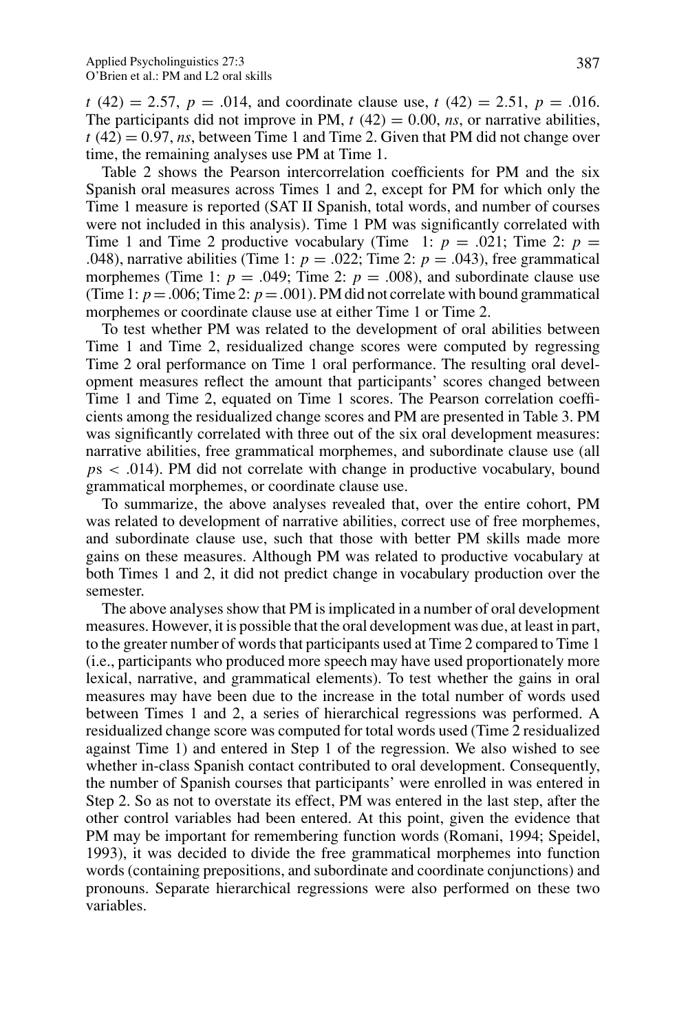$t$ (42) = 2.57, $p$ = .014, and coordinate clause use, $t$ (42) = 2.51, $p$ = .016. The participants did not improve in PM, $t$ (42) = 0.00, *ns*, or narrative abilities, $t$ (42) = 0.97, *ns*, between Time 1 and Time 2. Given that PM did not change over time, the remaining analyses use PM at Time 1.

Table 2 shows the Pearson intercorrelation coefficients for PM and the six Spanish oral measures across Times 1 and 2, except for PM for which only the Time 1 measure is reported (SAT II Spanish, total words, and number of courses were not included in this analysis). Time 1 PM was significantly correlated with Time 1 and Time 2 productive vocabulary (Time 1: $p$ = .021; Time 2: $p$ = .048), narrative abilities (Time 1: $p$ = .022; Time 2: $p$ = .043), free grammatical morphemes (Time 1: $p$ = .049; Time 2: $p$ = .008), and subordinate clause use (Time 1: $p$ = .006; Time 2: $p$ = .001). PM did not correlate with bound grammatical morphemes or coordinate clause use at either Time 1 or Time 2.

To test whether PM was related to the development of oral abilities between Time 1 and Time 2, residualized change scores were computed by regressing Time 2 oral performance on Time 1 oral performance. The resulting oral development measures reflect the amount that participants' scores changed between Time 1 and Time 2, equated on Time 1 scores. The Pearson correlation coefficients among the residualized change scores and PM are presented in Table 3. PM was significantly correlated with three out of the six oral development measures: narrative abilities, free grammatical morphemes, and subordinate clause use (all $p$s < .014). PM did not correlate with change in productive vocabulary, bound grammatical morphemes, or coordinate clause use.

To summarize, the above analyses revealed that, over the entire cohort, PM was related to development of narrative abilities, correct use of free morphemes, and subordinate clause use, such that those with better PM skills made more gains on these measures. Although PM was related to productive vocabulary at both Times 1 and 2, it did not predict change in vocabulary production over the semester.

The above analyses show that PM is implicated in a number of oral development measures. However, it is possible that the oral development was due, at least in part, to the greater number of words that participants used at Time 2 compared to Time 1 (i.e., participants who produced more speech may have used proportionately more lexical, narrative, and grammatical elements). To test whether the gains in oral measures may have been due to the increase in the total number of words used between Times 1 and 2, a series of hierarchical regressions was performed. A residualized change score was computed for total words used (Time 2 residualized against Time 1) and entered in Step 1 of the regression. We also wished to see whether in-class Spanish contact contributed to oral development. Consequently, the number of Spanish courses that participants' were enrolled in was entered in Step 2. So as not to overstate its effect, PM was entered in the last step, after the other control variables had been entered. At this point, given the evidence that PM may be important for remembering function words (Romani, 1994; Speidel, 1993), it was decided to divide the free grammatical morphemes into function words (containing prepositions, and subordinate and coordinate conjunctions) and pronouns. Separate hierarchical regressions were also performed on these two variables.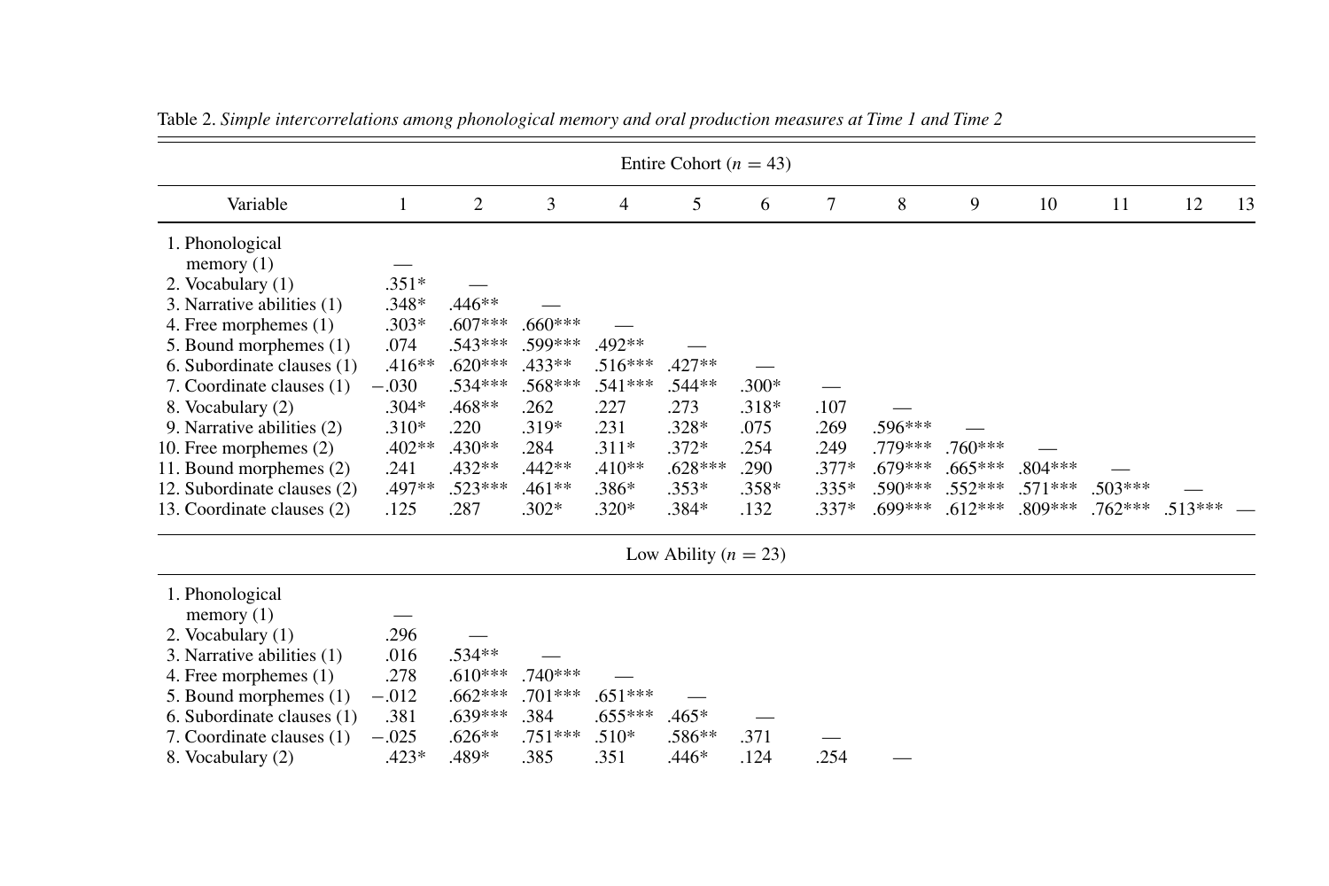Table 2. *Simple intercorrelations among phonological memory and oral production measures at Time 1 and Time 2*

| Variable | 1 | 2 | 3 | 4 | 5 | 6 | 7 | 8 | 9 | 10 | 11 | 12 | 13 |
|---|---|---|---|---|---|---|---|---|---|---|---|---|---|
| **Entire Cohort ($n = 43$)** | | | | | | | | | | | | | |
| 1. Phonological memory (1) | — | | | | | | | | | | | | |
| 2. Vocabulary (1) | .351* | — | | | | | | | | | | | |
| 3. Narrative abilities (1) | .348* | .446** | — | | | | | | | | | | |
| 4. Free morphemes (1) | .303* | .607*** | .660*** | — | | | | | | | | | |
| 5. Bound morphemes (1) | .074 | .543*** | .599*** | .492** | — | | | | | | | | |
| 6. Subordinate clauses (1) | .416** | .620*** | .433** | .516*** | .427** | — | | | | | | | |
| 7. Coordinate clauses (1) | −.030 | .534*** | .568*** | .541*** | .544** | .300* | — | | | | | | |
| 8. Vocabulary (2) | .304* | .468** | .262 | .227 | .273 | .318* | .107 | — | | | | | |
| 9. Narrative abilities (2) | .310* | .220 | .319* | .231 | .328* | .075 | .269 | .596*** | — | | | | |
| 10. Free morphemes (2) | .402** | .430** | .284 | .311* | .372* | .254 | .249 | .779*** | .760*** | — | | | |
| 11. Bound morphemes (2) | .241 | .432** | .442** | .410** | .628*** | .290 | .377* | .679*** | .665*** | .804*** | — | | |
| 12. Subordinate clauses (2) | .497** | .523*** | .461** | .386* | .353* | .358* | .335* | .590*** | .552*** | .571*** | .503*** | — | |
| 13. Coordinate clauses (2) | .125 | .287 | .302* | .320* | .384* | .132 | .337* | .699*** | .612*** | .809*** | .762*** | .513*** | — |
| **Low Ability ($n = 23$)** | | | | | | | | | | | | | |
| 1. Phonological memory (1) | — | | | | | | | | | | | | |
| 2. Vocabulary (1) | .296 | — | | | | | | | | | | | |
| 3. Narrative abilities (1) | .016 | .534** | — | | | | | | | | | | |
| 4. Free morphemes (1) | .278 | .610*** | .740*** | — | | | | | | | | | |
| 5. Bound morphemes (1) | −.012 | .662*** | .701*** | .651*** | — | | | | | | | | |
| 6. Subordinate clauses (1) | .381 | .639*** | .384 | .655*** | .465* | — | | | | | | | |
| 7. Coordinate clauses (1) | −.025 | .626** | .751*** | .510* | .586** | .371 | — | | | | | | |
| 8. Vocabulary (2) | .423* | .489* | .385 | .351 | .446* | .124 | .254 | — | | | | | |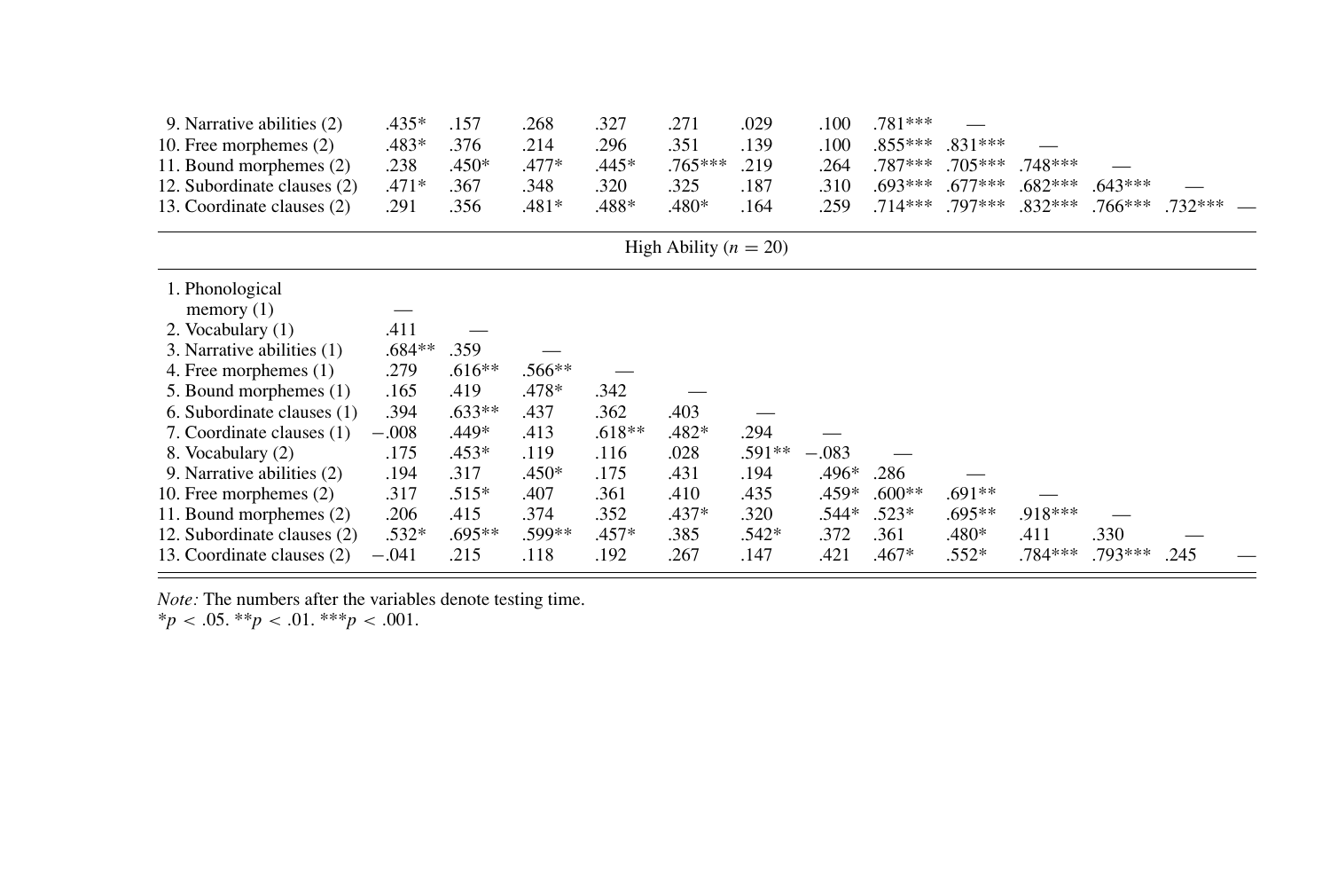| | 1 | 2 | 3 | 4 | 5 | 6 | 7 | 8 | 9 | 10 | 11 | 12 | 13 |
|---|---|---|---|---|---|---|---|---|---|---|---|---|---|
| 9. Narrative abilities (2) | .435* | .157 | .268 | .327 | .271 | .029 | .100 | .781*** | — | | | | |
| 10. Free morphemes (2) | .483* | .376 | .214 | .296 | .351 | .139 | .100 | .855*** | .831*** | — | | | |
| 11. Bound morphemes (2) | .238 | .450* | .477* | .445* | .765*** | .219 | .264 | .787*** | .705*** | .748*** | — | | |
| 12. Subordinate clauses (2) | .471* | .367 | .348 | .320 | .325 | .187 | .310 | .693*** | .677*** | .682*** | .643*** | — | |
| 13. Coordinate clauses (2) | .291 | .356 | .481* | .488* | .480* | .164 | .259 | .714*** | .797*** | .832*** | .766*** | .732*** | — |
| High Ability ($n$ = 20) | | | | | | | | | | | | | |
| 1. Phonological memory (1) | — | | | | | | | | | | | | |
| 2. Vocabulary (1) | .411 | — | | | | | | | | | | | |
| 3. Narrative abilities (1) | .684** | .359 | — | | | | | | | | | | |
| 4. Free morphemes (1) | .279 | .616** | .566** | — | | | | | | | | | |
| 5. Bound morphemes (1) | .165 | .419 | .478* | .342 | — | | | | | | | | |
| 6. Subordinate clauses (1) | .394 | .633** | .437 | .362 | .403 | — | | | | | | | |
| 7. Coordinate clauses (1) | −.008 | .449* | .413 | .618** | .482* | .294 | — | | | | | | |
| 8. Vocabulary (2) | .175 | .453* | .119 | .116 | .028 | .591** | −.083 | — | | | | | |
| 9. Narrative abilities (2) | .194 | .317 | .450* | .175 | .431 | .194 | .496* | .286 | — | | | | |
| 10. Free morphemes (2) | .317 | .515* | .407 | .361 | .410 | .435 | .459* | .600** | .691** | — | | | |
| 11. Bound morphemes (2) | .206 | .415 | .374 | .352 | .437* | .320 | .544* | .523* | .695** | .918*** | — | | |
| 12. Subordinate clauses (2) | .532* | .695** | .599** | .457* | .385 | .542* | .372 | .361 | .480* | .411 | .330 | — | |
| 13. Coordinate clauses (2) | −.041 | .215 | .118 | .192 | .267 | .147 | .421 | .467* | .552* | .784*** | .793*** | .245 | — |

*Note:* The numbers after the variables denote testing time.
\*$p < .05$. \*\*$p < .01$. \*\*\*$p < .001$.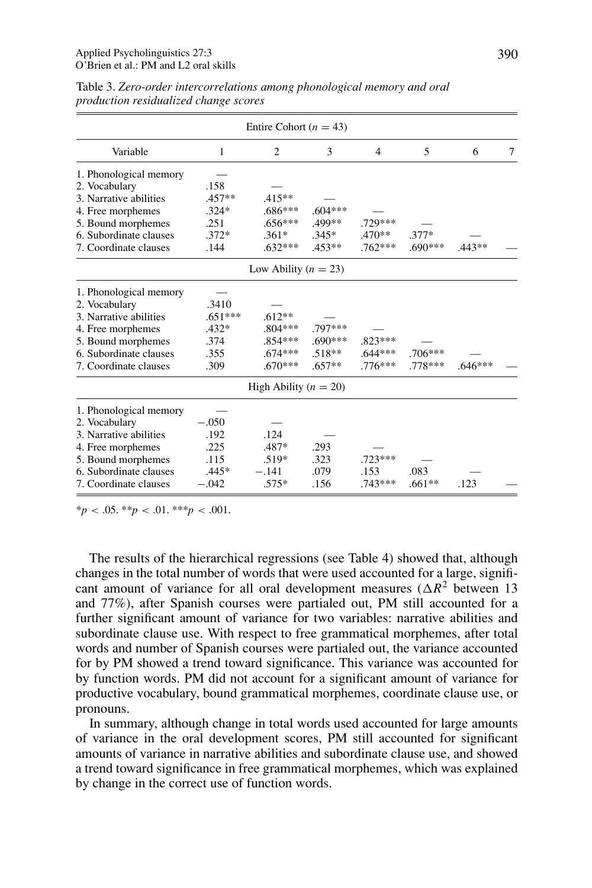Table 3. *Zero-order intercorrelations among phonological memory and oral production residualized change scores*

| Variable | 1 | 2 | 3 | 4 | 5 | 6 | 7 |
|---|---|---|---|---|---|---|---|
| Entire Cohort ($n = 43$) | | | | | | | |
| 1. Phonological memory | — | | | | | | |
| 2. Vocabulary | .158 | — | | | | | |
| 3. Narrative abilities | .457** | .415** | — | | | | |
| 4. Free morphemes | .324* | .686*** | .604*** | — | | | |
| 5. Bound morphemes | .251 | .656*** | .499** | .729*** | — | | |
| 6. Subordinate clauses | .372* | .361* | .345* | .470** | .377* | — | |
| 7. Coordinate clauses | .144 | .632*** | .453** | .762*** | .690*** | .443** | — |
| Low Ability ($n = 23$) | | | | | | | |
| 1. Phonological memory | — | | | | | | |
| 2. Vocabulary | .3410 | — | | | | | |
| 3. Narrative abilities | .651*** | .612** | — | | | | |
| 4. Free morphemes | .432* | .804*** | .797*** | — | | | |
| 5. Bound morphemes | .374 | .854*** | .690*** | .823*** | — | | |
| 6. Subordinate clauses | .355 | .674*** | .518** | .644*** | .706*** | — | |
| 7. Coordinate clauses | .309 | .670*** | .657** | .776*** | .778*** | .646*** | — |
| High Ability ($n = 20$) | | | | | | | |
| 1. Phonological memory | — | | | | | | |
| 2. Vocabulary | −.050 | — | | | | | |
| 3. Narrative abilities | .192 | .124 | — | | | | |
| 4. Free morphemes | .225 | .487* | .293 | — | | | |
| 5. Bound morphemes | .115 | .519* | .323 | .723*** | — | | |
| 6. Subordinate clauses | .445* | −.141 | .079 | .153 | .083 | — | |
| 7. Coordinate clauses | −.042 | .575* | .156 | .743*** | .661** | .123 | — |

*$p < .05$. **$p < .01$. ***$p < .001$.

The results of the hierarchical regressions (see Table 4) showed that, although changes in the total number of words that were used accounted for a large, significant amount of variance for all oral development measures ($\Delta R^2$ between 13 and 77%), after Spanish courses were partialed out, PM still accounted for a further significant amount of variance for two variables: narrative abilities and subordinate clause use. With respect to free grammatical morphemes, after total words and number of Spanish courses were partialed out, the variance accounted for by PM showed a trend toward significance. This variance was accounted for by function words. PM did not account for a significant amount of variance for productive vocabulary, bound grammatical morphemes, coordinate clause use, or pronouns.

In summary, although change in total words used accounted for large amounts of variance in the oral development scores, PM still accounted for significant amounts of variance in narrative abilities and subordinate clause use, and showed a trend toward significance in free grammatical morphemes, which was explained by change in the correct use of function words.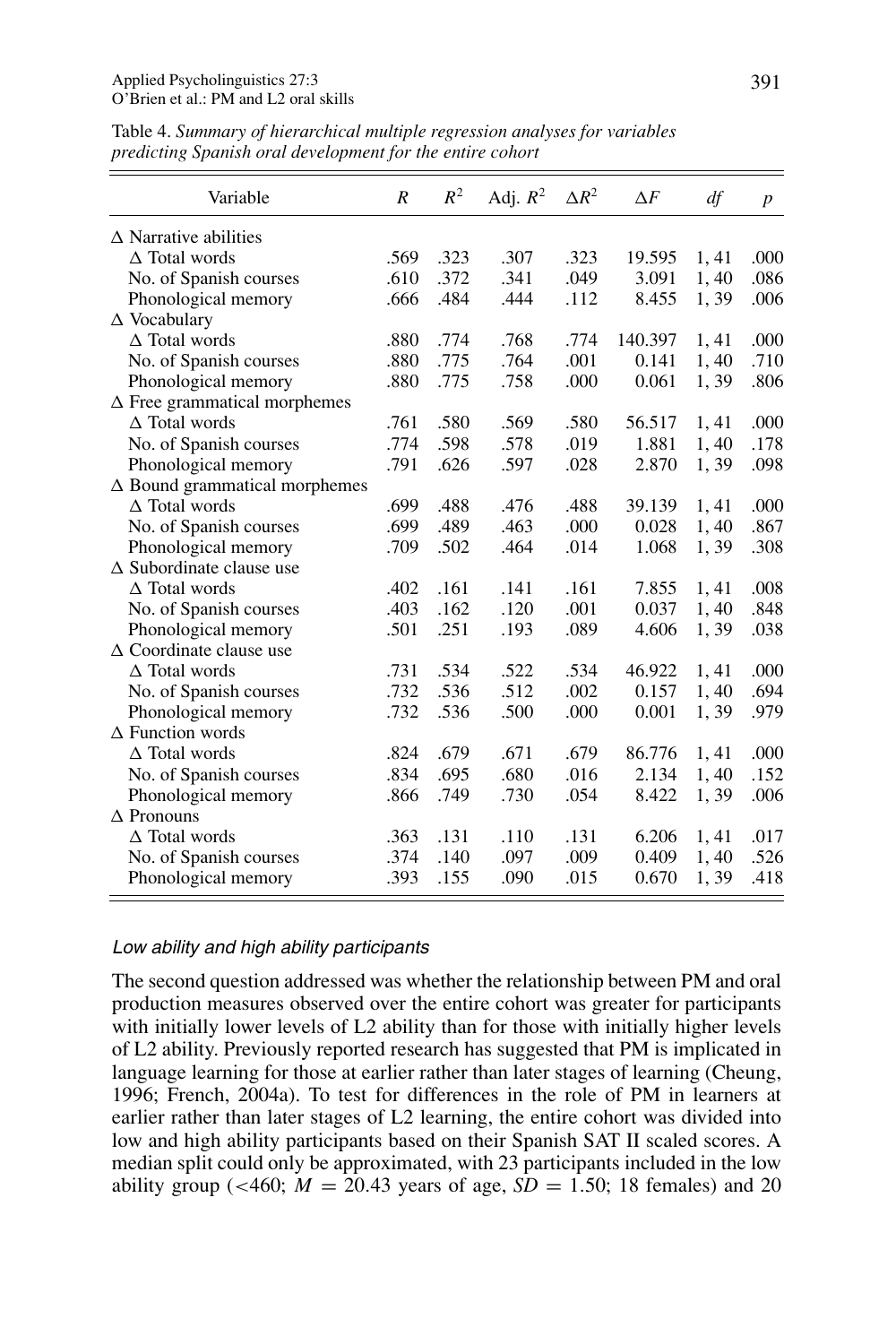Table 4. *Summary of hierarchical multiple regression analyses for variables predicting Spanish oral development for the entire cohort*

| Variable | $R$ | $R^2$ | Adj. $R^2$ | $\Delta R^2$ | $\Delta F$ | $df$ | $p$ |
|---|---|---|---|---|---|---|---|
| Δ Narrative abilities | | | | | | | |
| Δ Total words | .569 | .323 | .307 | .323 | 19.595 | 1, 41 | .000 |
| No. of Spanish courses | .610 | .372 | .341 | .049 | 3.091 | 1, 40 | .086 |
| Phonological memory | .666 | .484 | .444 | .112 | 8.455 | 1, 39 | .006 |
| Δ Vocabulary | | | | | | | |
| Δ Total words | .880 | .774 | .768 | .774 | 140.397 | 1, 41 | .000 |
| No. of Spanish courses | .880 | .775 | .764 | .001 | 0.141 | 1, 40 | .710 |
| Phonological memory | .880 | .775 | .758 | .000 | 0.061 | 1, 39 | .806 |
| Δ Free grammatical morphemes | | | | | | | |
| Δ Total words | .761 | .580 | .569 | .580 | 56.517 | 1, 41 | .000 |
| No. of Spanish courses | .774 | .598 | .578 | .019 | 1.881 | 1, 40 | .178 |
| Phonological memory | .791 | .626 | .597 | .028 | 2.870 | 1, 39 | .098 |
| Δ Bound grammatical morphemes | | | | | | | |
| Δ Total words | .699 | .488 | .476 | .488 | 39.139 | 1, 41 | .000 |
| No. of Spanish courses | .699 | .489 | .463 | .000 | 0.028 | 1, 40 | .867 |
| Phonological memory | .709 | .502 | .464 | .014 | 1.068 | 1, 39 | .308 |
| Δ Subordinate clause use | | | | | | | |
| Δ Total words | .402 | .161 | .141 | .161 | 7.855 | 1, 41 | .008 |
| No. of Spanish courses | .403 | .162 | .120 | .001 | 0.037 | 1, 40 | .848 |
| Phonological memory | .501 | .251 | .193 | .089 | 4.606 | 1, 39 | .038 |
| Δ Coordinate clause use | | | | | | | |
| Δ Total words | .731 | .534 | .522 | .534 | 46.922 | 1, 41 | .000 |
| No. of Spanish courses | .732 | .536 | .512 | .002 | 0.157 | 1, 40 | .694 |
| Phonological memory | .732 | .536 | .500 | .000 | 0.001 | 1, 39 | .979 |
| Δ Function words | | | | | | | |
| Δ Total words | .824 | .679 | .671 | .679 | 86.776 | 1, 41 | .000 |
| No. of Spanish courses | .834 | .695 | .680 | .016 | 2.134 | 1, 40 | .152 |
| Phonological memory | .866 | .749 | .730 | .054 | 8.422 | 1, 39 | .006 |
| Δ Pronouns | | | | | | | |
| Δ Total words | .363 | .131 | .110 | .131 | 6.206 | 1, 41 | .017 |
| No. of Spanish courses | .374 | .140 | .097 | .009 | 0.409 | 1, 40 | .526 |
| Phonological memory | .393 | .155 | .090 | .015 | 0.670 | 1, 39 | .418 |

*Low ability and high ability participants*

The second question addressed was whether the relationship between PM and oral production measures observed over the entire cohort was greater for participants with initially lower levels of L2 ability than for those with initially higher levels of L2 ability. Previously reported research has suggested that PM is implicated in language learning for those at earlier rather than later stages of learning (Cheung, 1996; French, 2004a). To test for differences in the role of PM in learners at earlier rather than later stages of L2 learning, the entire cohort was divided into low and high ability participants based on their Spanish SAT II scaled scores. A median split could only be approximated, with 23 participants included in the low ability group ($<460$; $M = 20.43$ years of age, $SD = 1.50$; 18 females) and 20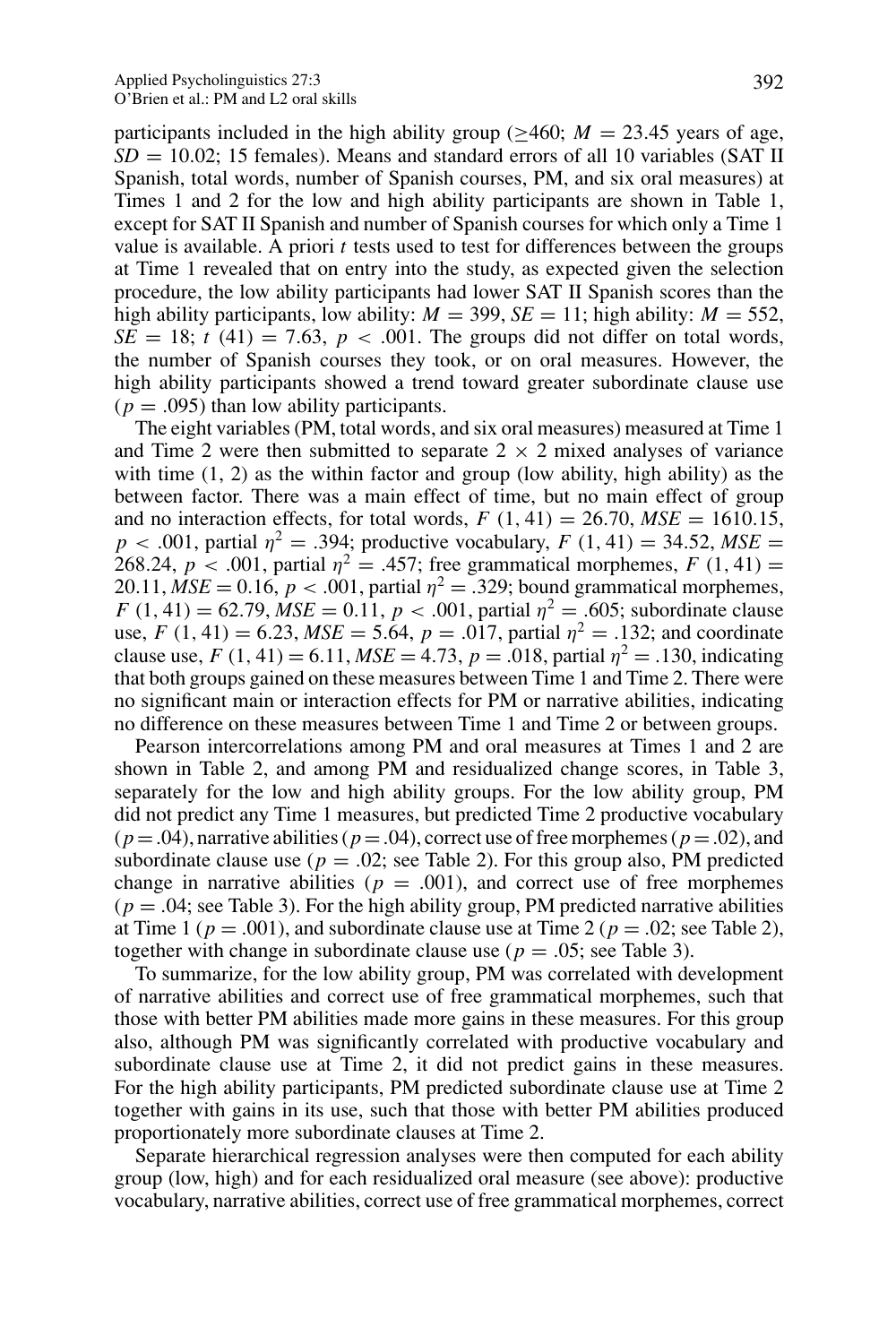participants included in the high ability group ($\geq$460; $M = 23.45$ years of age, $SD = 10.02$; 15 females). Means and standard errors of all 10 variables (SAT II Spanish, total words, number of Spanish courses, PM, and six oral measures) at Times 1 and 2 for the low and high ability participants are shown in Table 1, except for SAT II Spanish and number of Spanish courses for which only a Time 1 value is available. A priori *t* tests used to test for differences between the groups at Time 1 revealed that on entry into the study, as expected given the selection procedure, the low ability participants had lower SAT II Spanish scores than the high ability participants, low ability: $M = 399$, $SE = 11$; high ability: $M = 552$, $SE = 18$; $t\ (41) = 7.63$, $p < .001$. The groups did not differ on total words, the number of Spanish courses they took, or on oral measures. However, the high ability participants showed a trend toward greater subordinate clause use ($p = .095$) than low ability participants.

The eight variables (PM, total words, and six oral measures) measured at Time 1 and Time 2 were then submitted to separate 2 × 2 mixed analyses of variance with time (1, 2) as the within factor and group (low ability, high ability) as the between factor. There was a main effect of time, but no main effect of group and no interaction effects, for total words, $F\ (1, 41) = 26.70$, $MSE = 1610.15$, $p < .001$, partial $\eta^2 = .394$; productive vocabulary, $F\ (1, 41) = 34.52$, $MSE = 268.24$, $p < .001$, partial $\eta^2 = .457$; free grammatical morphemes, $F\ (1, 41) = 20.11$, $MSE = 0.16$, $p < .001$, partial $\eta^2 = .329$; bound grammatical morphemes, $F\ (1, 41) = 62.79$, $MSE = 0.11$, $p < .001$, partial $\eta^2 = .605$; subordinate clause use, $F\ (1, 41) = 6.23$, $MSE = 5.64$, $p = .017$, partial $\eta^2 = .132$; and coordinate clause use, $F\ (1, 41) = 6.11$, $MSE = 4.73$, $p = .018$, partial $\eta^2 = .130$, indicating that both groups gained on these measures between Time 1 and Time 2. There were no significant main or interaction effects for PM or narrative abilities, indicating no difference on these measures between Time 1 and Time 2 or between groups.

Pearson intercorrelations among PM and oral measures at Times 1 and 2 are shown in Table 2, and among PM and residualized change scores, in Table 3, separately for the low and high ability groups. For the low ability group, PM did not predict any Time 1 measures, but predicted Time 2 productive vocabulary ($p = .04$), narrative abilities ($p = .04$), correct use of free morphemes ($p = .02$), and subordinate clause use ($p = .02$; see Table 2). For this group also, PM predicted change in narrative abilities ($p = .001$), and correct use of free morphemes ($p = .04$; see Table 3). For the high ability group, PM predicted narrative abilities at Time 1 ($p = .001$), and subordinate clause use at Time 2 ($p = .02$; see Table 2), together with change in subordinate clause use ($p = .05$; see Table 3).

To summarize, for the low ability group, PM was correlated with development of narrative abilities and correct use of free grammatical morphemes, such that those with better PM abilities made more gains in these measures. For this group also, although PM was significantly correlated with productive vocabulary and subordinate clause use at Time 2, it did not predict gains in these measures. For the high ability participants, PM predicted subordinate clause use at Time 2 together with gains in its use, such that those with better PM abilities produced proportionately more subordinate clauses at Time 2.

Separate hierarchical regression analyses were then computed for each ability group (low, high) and for each residualized oral measure (see above): productive vocabulary, narrative abilities, correct use of free grammatical morphemes, correct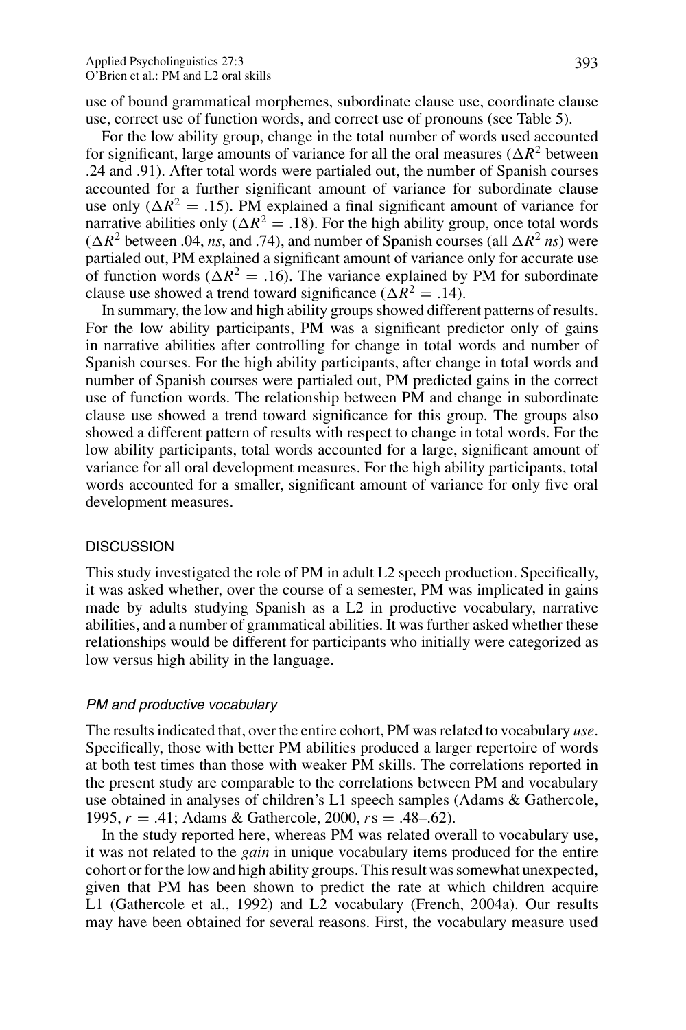use of bound grammatical morphemes, subordinate clause use, coordinate clause use, correct use of function words, and correct use of pronouns (see Table 5).

For the low ability group, change in the total number of words used accounted for significant, large amounts of variance for all the oral measures ($\Delta R^2$ between .24 and .91). After total words were partialed out, the number of Spanish courses accounted for a further significant amount of variance for subordinate clause use only ($\Delta R^2 = .15$). PM explained a final significant amount of variance for narrative abilities only ($\Delta R^2 = .18$). For the high ability group, once total words ($\Delta R^2$ between .04, *ns*, and .74), and number of Spanish courses (all $\Delta R^2$ *ns*) were partialed out, PM explained a significant amount of variance only for accurate use of function words ($\Delta R^2 = .16$). The variance explained by PM for subordinate clause use showed a trend toward significance ($\Delta R^2 = .14$).

In summary, the low and high ability groups showed different patterns of results. For the low ability participants, PM was a significant predictor only of gains in narrative abilities after controlling for change in total words and number of Spanish courses. For the high ability participants, after change in total words and number of Spanish courses were partialed out, PM predicted gains in the correct use of function words. The relationship between PM and change in subordinate clause use showed a trend toward significance for this group. The groups also showed a different pattern of results with respect to change in total words. For the low ability participants, total words accounted for a large, significant amount of variance for all oral development measures. For the high ability participants, total words accounted for a smaller, significant amount of variance for only five oral development measures.

## DISCUSSION

This study investigated the role of PM in adult L2 speech production. Specifically, it was asked whether, over the course of a semester, PM was implicated in gains made by adults studying Spanish as a L2 in productive vocabulary, narrative abilities, and a number of grammatical abilities. It was further asked whether these relationships would be different for participants who initially were categorized as low versus high ability in the language.

### *PM and productive vocabulary*

The results indicated that, over the entire cohort, PM was related to vocabulary *use*. Specifically, those with better PM abilities produced a larger repertoire of words at both test times than those with weaker PM skills. The correlations reported in the present study are comparable to the correlations between PM and vocabulary use obtained in analyses of children's L1 speech samples (Adams & Gathercole, 1995, $r = .41$; Adams & Gathercole, 2000, $r$s = .48–.62).

In the study reported here, whereas PM was related overall to vocabulary use, it was not related to the *gain* in unique vocabulary items produced for the entire cohort or for the low and high ability groups. This result was somewhat unexpected, given that PM has been shown to predict the rate at which children acquire L1 (Gathercole et al., 1992) and L2 vocabulary (French, 2004a). Our results may have been obtained for several reasons. First, the vocabulary measure used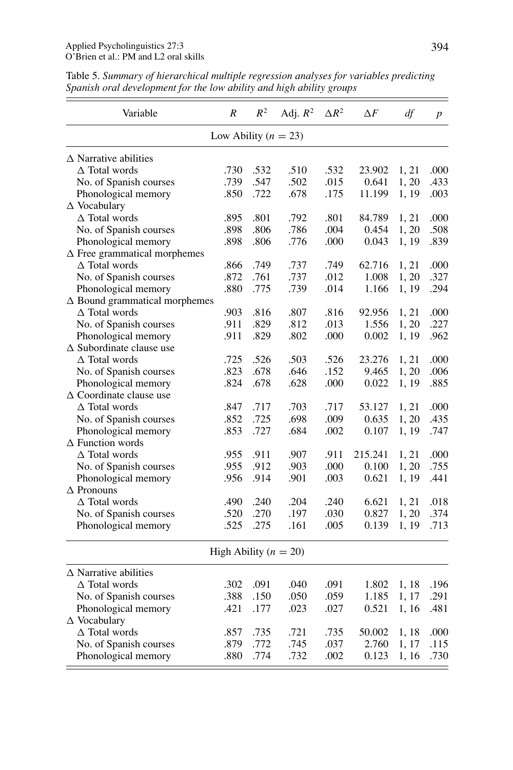Table 5. *Summary of hierarchical multiple regression analyses for variables predicting Spanish oral development for the low ability and high ability groups*

| Variable | $R$ | $R^2$ | Adj. $R^2$ | $\Delta R^2$ | $\Delta F$ | $df$ | $p$ |
|---|---|---|---|---|---|---|---|
| **Low Ability ($n = 23$)** | | | | | | | |
| Δ Narrative abilities | | | | | | | |
| Δ Total words | .730 | .532 | .510 | .532 | 23.902 | 1, 21 | .000 |
| No. of Spanish courses | .739 | .547 | .502 | .015 | 0.641 | 1, 20 | .433 |
| Phonological memory | .850 | .722 | .678 | .175 | 11.199 | 1, 19 | .003 |
| Δ Vocabulary | | | | | | | |
| Δ Total words | .895 | .801 | .792 | .801 | 84.789 | 1, 21 | .000 |
| No. of Spanish courses | .898 | .806 | .786 | .004 | 0.454 | 1, 20 | .508 |
| Phonological memory | .898 | .806 | .776 | .000 | 0.043 | 1, 19 | .839 |
| Δ Free grammatical morphemes | | | | | | | |
| Δ Total words | .866 | .749 | .737 | .749 | 62.716 | 1, 21 | .000 |
| No. of Spanish courses | .872 | .761 | .737 | .012 | 1.008 | 1, 20 | .327 |
| Phonological memory | .880 | .775 | .739 | .014 | 1.166 | 1, 19 | .294 |
| Δ Bound grammatical morphemes | | | | | | | |
| Δ Total words | .903 | .816 | .807 | .816 | 92.956 | 1, 21 | .000 |
| No. of Spanish courses | .911 | .829 | .812 | .013 | 1.556 | 1, 20 | .227 |
| Phonological memory | .911 | .829 | .802 | .000 | 0.002 | 1, 19 | .962 |
| Δ Subordinate clause use | | | | | | | |
| Δ Total words | .725 | .526 | .503 | .526 | 23.276 | 1, 21 | .000 |
| No. of Spanish courses | .823 | .678 | .646 | .152 | 9.465 | 1, 20 | .006 |
| Phonological memory | .824 | .678 | .628 | .000 | 0.022 | 1, 19 | .885 |
| Δ Coordinate clause use | | | | | | | |
| Δ Total words | .847 | .717 | .703 | .717 | 53.127 | 1, 21 | .000 |
| No. of Spanish courses | .852 | .725 | .698 | .009 | 0.635 | 1, 20 | .435 |
| Phonological memory | .853 | .727 | .684 | .002 | 0.107 | 1, 19 | .747 |
| Δ Function words | | | | | | | |
| Δ Total words | .955 | .911 | .907 | .911 | 215.241 | 1, 21 | .000 |
| No. of Spanish courses | .955 | .912 | .903 | .000 | 0.100 | 1, 20 | .755 |
| Phonological memory | .956 | .914 | .901 | .003 | 0.621 | 1, 19 | .441 |
| Δ Pronouns | | | | | | | |
| Δ Total words | .490 | .240 | .204 | .240 | 6.621 | 1, 21 | .018 |
| No. of Spanish courses | .520 | .270 | .197 | .030 | 0.827 | 1, 20 | .374 |
| Phonological memory | .525 | .275 | .161 | .005 | 0.139 | 1, 19 | .713 |
| **High Ability ($n = 20$)** | | | | | | | |
| Δ Narrative abilities | | | | | | | |
| Δ Total words | .302 | .091 | .040 | .091 | 1.802 | 1, 18 | .196 |
| No. of Spanish courses | .388 | .150 | .050 | .059 | 1.185 | 1, 17 | .291 |
| Phonological memory | .421 | .177 | .023 | .027 | 0.521 | 1, 16 | .481 |
| Δ Vocabulary | | | | | | | |
| Δ Total words | .857 | .735 | .721 | .735 | 50.002 | 1, 18 | .000 |
| No. of Spanish courses | .879 | .772 | .745 | .037 | 2.760 | 1, 17 | .115 |
| Phonological memory | .880 | .774 | .732 | .002 | 0.123 | 1, 16 | .730 |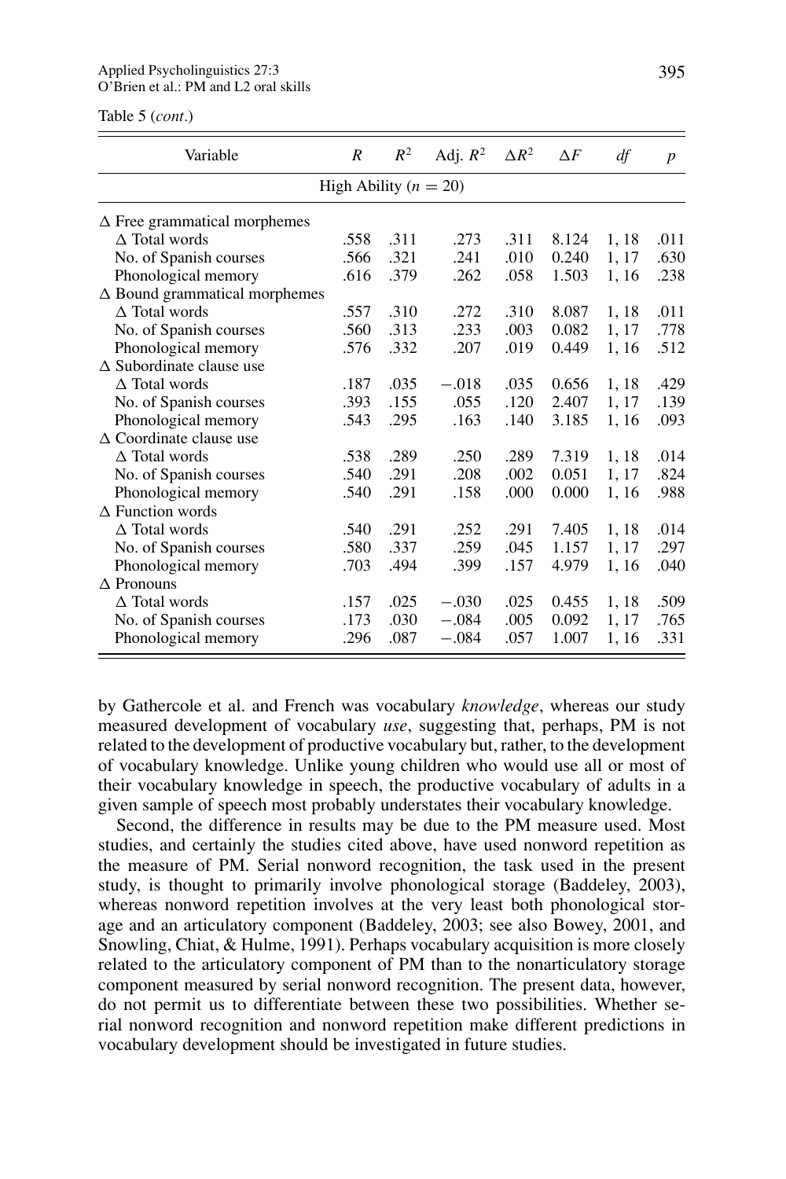Table 5 (*cont.*)

| Variable | $R$ | $R^2$ | Adj. $R^2$ | $\Delta R^2$ | $\Delta F$ | *df* | *p* |
|---|---|---|---|---|---|---|---|
| High Ability ($n = 20$) | | | | | | | |
| Δ Free grammatical morphemes | | | | | | | |
| Δ Total words | .558 | .311 | .273 | .311 | 8.124 | 1, 18 | .011 |
| No. of Spanish courses | .566 | .321 | .241 | .010 | 0.240 | 1, 17 | .630 |
| Phonological memory | .616 | .379 | .262 | .058 | 1.503 | 1, 16 | .238 |
| Δ Bound grammatical morphemes | | | | | | | |
| Δ Total words | .557 | .310 | .272 | .310 | 8.087 | 1, 18 | .011 |
| No. of Spanish courses | .560 | .313 | .233 | .003 | 0.082 | 1, 17 | .778 |
| Phonological memory | .576 | .332 | .207 | .019 | 0.449 | 1, 16 | .512 |
| Δ Subordinate clause use | | | | | | | |
| Δ Total words | .187 | .035 | −.018 | .035 | 0.656 | 1, 18 | .429 |
| No. of Spanish courses | .393 | .155 | .055 | .120 | 2.407 | 1, 17 | .139 |
| Phonological memory | .543 | .295 | .163 | .140 | 3.185 | 1, 16 | .093 |
| Δ Coordinate clause use | | | | | | | |
| Δ Total words | .538 | .289 | .250 | .289 | 7.319 | 1, 18 | .014 |
| No. of Spanish courses | .540 | .291 | .208 | .002 | 0.051 | 1, 17 | .824 |
| Phonological memory | .540 | .291 | .158 | .000 | 0.000 | 1, 16 | .988 |
| Δ Function words | | | | | | | |
| Δ Total words | .540 | .291 | .252 | .291 | 7.405 | 1, 18 | .014 |
| No. of Spanish courses | .580 | .337 | .259 | .045 | 1.157 | 1, 17 | .297 |
| Phonological memory | .703 | .494 | .399 | .157 | 4.979 | 1, 16 | .040 |
| Δ Pronouns | | | | | | | |
| Δ Total words | .157 | .025 | −.030 | .025 | 0.455 | 1, 18 | .509 |
| No. of Spanish courses | .173 | .030 | −.084 | .005 | 0.092 | 1, 17 | .765 |
| Phonological memory | .296 | .087 | −.084 | .057 | 1.007 | 1, 16 | .331 |

by Gathercole et al. and French was vocabulary *knowledge*, whereas our study measured development of vocabulary *use*, suggesting that, perhaps, PM is not related to the development of productive vocabulary but, rather, to the development of vocabulary knowledge. Unlike young children who would use all or most of their vocabulary knowledge in speech, the productive vocabulary of adults in a given sample of speech most probably understates their vocabulary knowledge.

Second, the difference in results may be due to the PM measure used. Most studies, and certainly the studies cited above, have used nonword repetition as the measure of PM. Serial nonword recognition, the task used in the present study, is thought to primarily involve phonological storage (Baddeley, 2003), whereas nonword repetition involves at the very least both phonological storage and an articulatory component (Baddeley, 2003; see also Bowey, 2001, and Snowling, Chiat, & Hulme, 1991). Perhaps vocabulary acquisition is more closely related to the articulatory component of PM than to the nonarticulatory storage component measured by serial nonword recognition. The present data, however, do not permit us to differentiate between these two possibilities. Whether serial nonword recognition and nonword repetition make different predictions in vocabulary development should be investigated in future studies.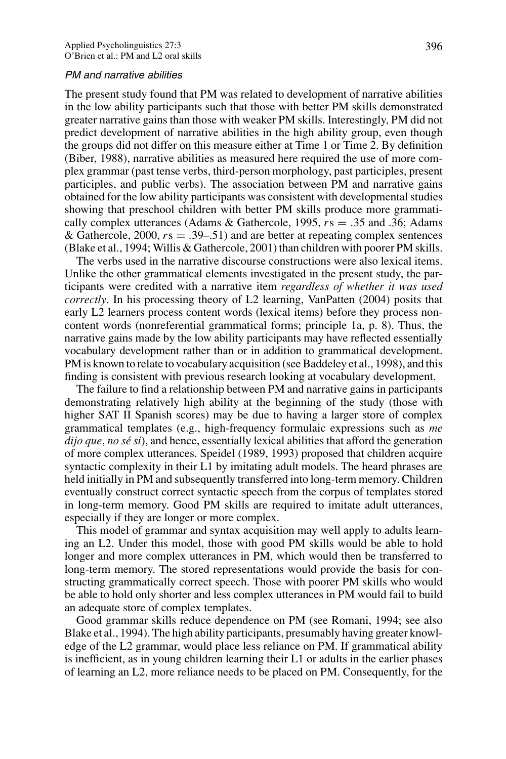### *PM and narrative abilities*

The present study found that PM was related to development of narrative abilities in the low ability participants such that those with better PM skills demonstrated greater narrative gains than those with weaker PM skills. Interestingly, PM did not predict development of narrative abilities in the high ability group, even though the groups did not differ on this measure either at Time 1 or Time 2. By definition (Biber, 1988), narrative abilities as measured here required the use of more complex grammar (past tense verbs, third-person morphology, past participles, present participles, and public verbs). The association between PM and narrative gains obtained for the low ability participants was consistent with developmental studies showing that preschool children with better PM skills produce more grammatically complex utterances (Adams & Gathercole, 1995, $r$s = .35 and .36; Adams & Gathercole, 2000, $r$s = .39–.51) and are better at repeating complex sentences (Blake et al., 1994; Willis & Gathercole, 2001) than children with poorer PM skills.

The verbs used in the narrative discourse constructions were also lexical items. Unlike the other grammatical elements investigated in the present study, the participants were credited with a narrative item *regardless of whether it was used correctly*. In his processing theory of L2 learning, VanPatten (2004) posits that early L2 learners process content words (lexical items) before they process non-content words (nonreferential grammatical forms; principle 1a, p. 8). Thus, the narrative gains made by the low ability participants may have reflected essentially vocabulary development rather than or in addition to grammatical development. PM is known to relate to vocabulary acquisition (see Baddeley et al., 1998), and this finding is consistent with previous research looking at vocabulary development.

The failure to find a relationship between PM and narrative gains in participants demonstrating relatively high ability at the beginning of the study (those with higher SAT II Spanish scores) may be due to having a larger store of complex grammatical templates (e.g., high-frequency formulaic expressions such as *me dijo que*, *no sé si*), and hence, essentially lexical abilities that afford the generation of more complex utterances. Speidel (1989, 1993) proposed that children acquire syntactic complexity in their L1 by imitating adult models. The heard phrases are held initially in PM and subsequently transferred into long-term memory. Children eventually construct correct syntactic speech from the corpus of templates stored in long-term memory. Good PM skills are required to imitate adult utterances, especially if they are longer or more complex.

This model of grammar and syntax acquisition may well apply to adults learning an L2. Under this model, those with good PM skills would be able to hold longer and more complex utterances in PM, which would then be transferred to long-term memory. The stored representations would provide the basis for constructing grammatically correct speech. Those with poorer PM skills who would be able to hold only shorter and less complex utterances in PM would fail to build an adequate store of complex templates.

Good grammar skills reduce dependence on PM (see Romani, 1994; see also Blake et al., 1994). The high ability participants, presumably having greater knowledge of the L2 grammar, would place less reliance on PM. If grammatical ability is inefficient, as in young children learning their L1 or adults in the earlier phases of learning an L2, more reliance needs to be placed on PM. Consequently, for the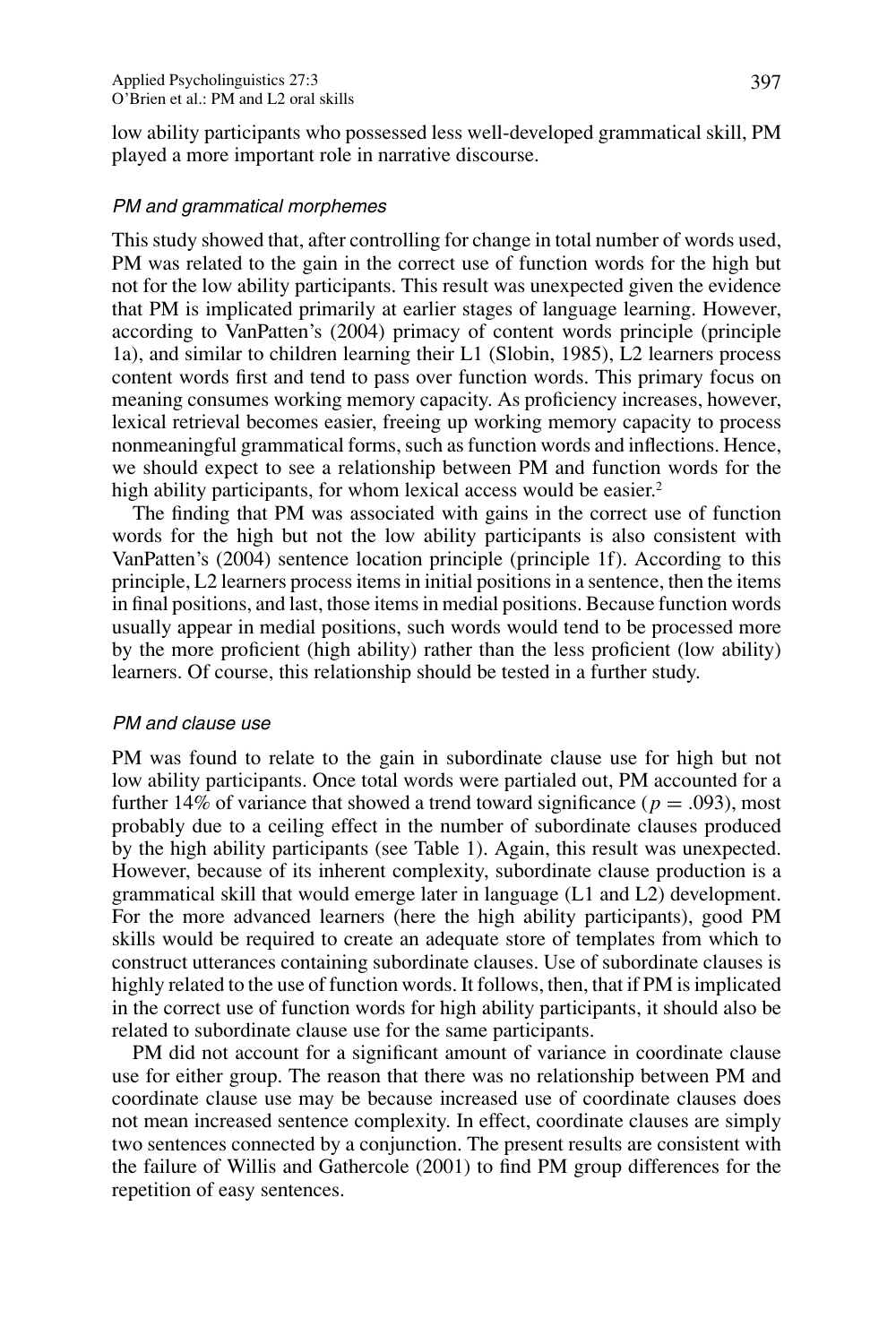low ability participants who possessed less well-developed grammatical skill, PM played a more important role in narrative discourse.

### *PM and grammatical morphemes*

This study showed that, after controlling for change in total number of words used, PM was related to the gain in the correct use of function words for the high but not for the low ability participants. This result was unexpected given the evidence that PM is implicated primarily at earlier stages of language learning. However, according to VanPatten's (2004) primacy of content words principle (principle 1a), and similar to children learning their L1 (Slobin, 1985), L2 learners process content words first and tend to pass over function words. This primary focus on meaning consumes working memory capacity. As proficiency increases, however, lexical retrieval becomes easier, freeing up working memory capacity to process nonmeaningful grammatical forms, such as function words and inflections. Hence, we should expect to see a relationship between PM and function words for the high ability participants, for whom lexical access would be easier.[2]

The finding that PM was associated with gains in the correct use of function words for the high but not the low ability participants is also consistent with VanPatten's (2004) sentence location principle (principle 1f). According to this principle, L2 learners process items in initial positions in a sentence, then the items in final positions, and last, those items in medial positions. Because function words usually appear in medial positions, such words would tend to be processed more by the more proficient (high ability) rather than the less proficient (low ability) learners. Of course, this relationship should be tested in a further study.

### *PM and clause use*

PM was found to relate to the gain in subordinate clause use for high but not low ability participants. Once total words were partialed out, PM accounted for a further 14% of variance that showed a trend toward significance ($p = .093$), most probably due to a ceiling effect in the number of subordinate clauses produced by the high ability participants (see Table 1). Again, this result was unexpected. However, because of its inherent complexity, subordinate clause production is a grammatical skill that would emerge later in language (L1 and L2) development. For the more advanced learners (here the high ability participants), good PM skills would be required to create an adequate store of templates from which to construct utterances containing subordinate clauses. Use of subordinate clauses is highly related to the use of function words. It follows, then, that if PM is implicated in the correct use of function words for high ability participants, it should also be related to subordinate clause use for the same participants.

PM did not account for a significant amount of variance in coordinate clause use for either group. The reason that there was no relationship between PM and coordinate clause use may be because increased use of coordinate clauses does not mean increased sentence complexity. In effect, coordinate clauses are simply two sentences connected by a conjunction. The present results are consistent with the failure of Willis and Gathercole (2001) to find PM group differences for the repetition of easy sentences.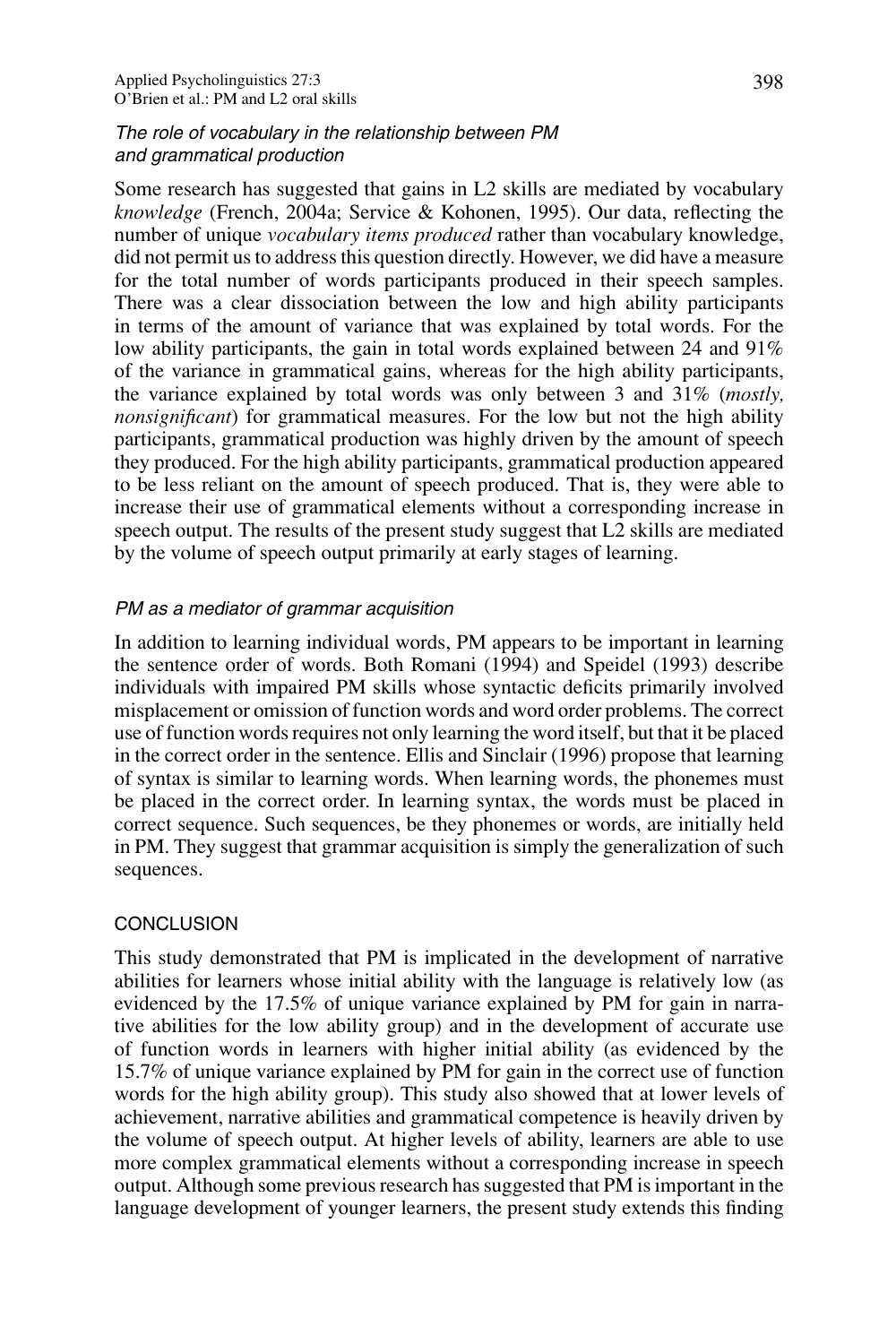### *The role of vocabulary in the relationship between PM and grammatical production*

Some research has suggested that gains in L2 skills are mediated by vocabulary *knowledge* (French, 2004a; Service & Kohonen, 1995). Our data, reflecting the number of unique *vocabulary items produced* rather than vocabulary knowledge, did not permit us to address this question directly. However, we did have a measure for the total number of words participants produced in their speech samples. There was a clear dissociation between the low and high ability participants in terms of the amount of variance that was explained by total words. For the low ability participants, the gain in total words explained between 24 and 91% of the variance in grammatical gains, whereas for the high ability participants, the variance explained by total words was only between 3 and 31% (*mostly, nonsignificant*) for grammatical measures. For the low but not the high ability participants, grammatical production was highly driven by the amount of speech they produced. For the high ability participants, grammatical production appeared to be less reliant on the amount of speech produced. That is, they were able to increase their use of grammatical elements without a corresponding increase in speech output. The results of the present study suggest that L2 skills are mediated by the volume of speech output primarily at early stages of learning.

### *PM as a mediator of grammar acquisition*

In addition to learning individual words, PM appears to be important in learning the sentence order of words. Both Romani (1994) and Speidel (1993) describe individuals with impaired PM skills whose syntactic deficits primarily involved misplacement or omission of function words and word order problems. The correct use of function words requires not only learning the word itself, but that it be placed in the correct order in the sentence. Ellis and Sinclair (1996) propose that learning of syntax is similar to learning words. When learning words, the phonemes must be placed in the correct order. In learning syntax, the words must be placed in correct sequence. Such sequences, be they phonemes or words, are initially held in PM. They suggest that grammar acquisition is simply the generalization of such sequences.

## CONCLUSION

This study demonstrated that PM is implicated in the development of narrative abilities for learners whose initial ability with the language is relatively low (as evidenced by the 17.5% of unique variance explained by PM for gain in narrative abilities for the low ability group) and in the development of accurate use of function words in learners with higher initial ability (as evidenced by the 15.7% of unique variance explained by PM for gain in the correct use of function words for the high ability group). This study also showed that at lower levels of achievement, narrative abilities and grammatical competence is heavily driven by the volume of speech output. At higher levels of ability, learners are able to use more complex grammatical elements without a corresponding increase in speech output. Although some previous research has suggested that PM is important in the language development of younger learners, the present study extends this finding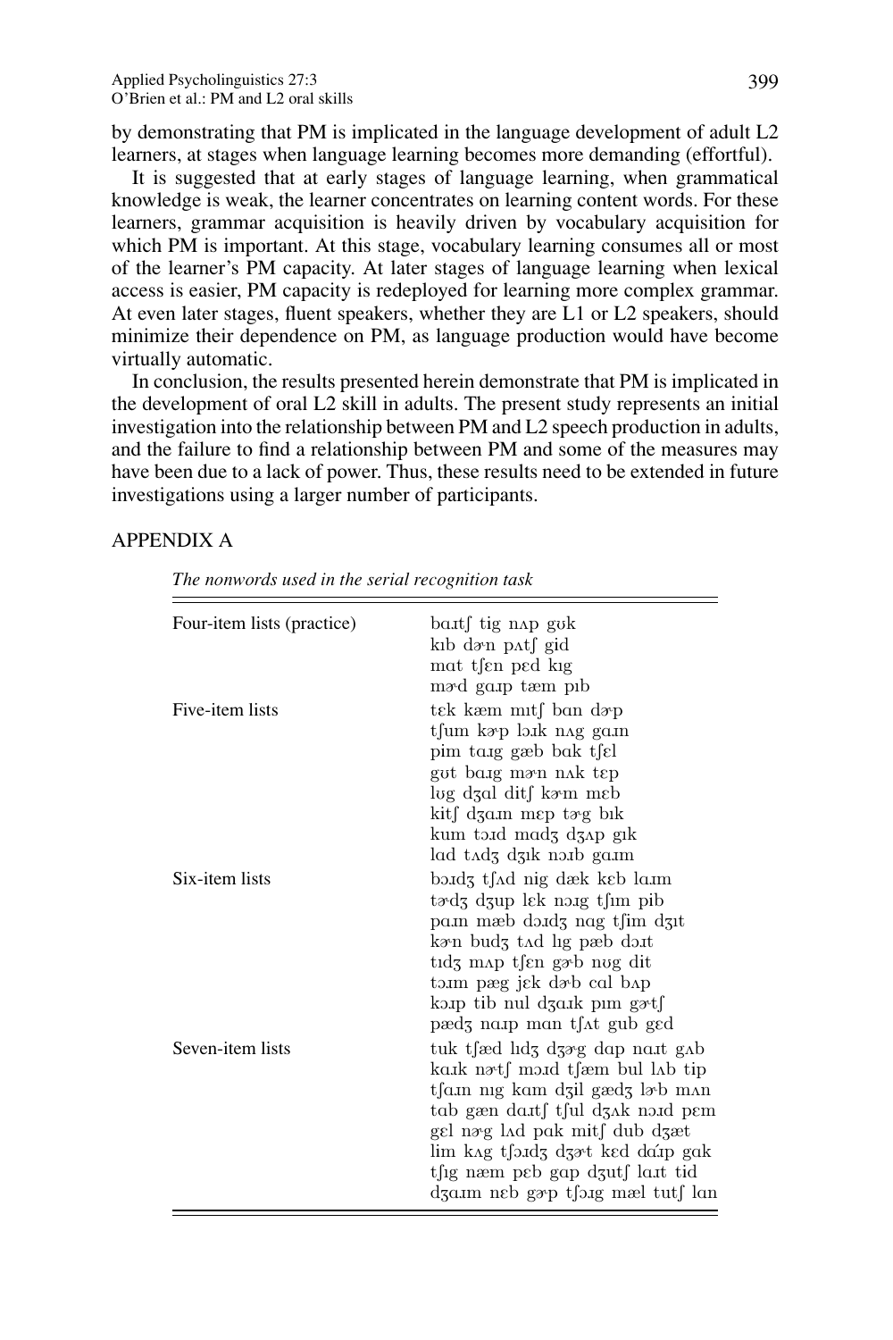by demonstrating that PM is implicated in the language development of adult L2 learners, at stages when language learning becomes more demanding (effortful).

It is suggested that at early stages of language learning, when grammatical knowledge is weak, the learner concentrates on learning content words. For these learners, grammar acquisition is heavily driven by vocabulary acquisition for which PM is important. At this stage, vocabulary learning consumes all or most of the learner's PM capacity. At later stages of language learning when lexical access is easier, PM capacity is redeployed for learning more complex grammar. At even later stages, fluent speakers, whether they are L1 or L2 speakers, should minimize their dependence on PM, as language production would have become virtually automatic.

In conclusion, the results presented herein demonstrate that PM is implicated in the development of oral L2 skill in adults. The present study represents an initial investigation into the relationship between PM and L2 speech production in adults, and the failure to find a relationship between PM and some of the measures may have been due to a lack of power. Thus, these results need to be extended in future investigations using a larger number of participants.

## APPENDIX A

*The nonwords used in the serial recognition task*

| | |
|---|---|
| Four-item lists (practice) | baɹtʃ tig nʌp gʊk |
| | kɪb dɚn pʌtʃ gid |
| | mat tʃɛn pɛd kɪg |
| | mɚd gaɹp tæm pɪb |
| Five-item lists | tɛk kæm mɪtʃ ban dɚp |
| | tʃum kɚp lɔɪk nʌg gaɹn |
| | pim taɹg gæb bak tʃɛl |
| | gʊt baɹg mɚn nʌk tɛp |
| | lʊg dʒal ditʃ kɚm mɛb |
| | kitʃ dʒaɹn mɛp tɚg bɪk |
| | kum tɔɪd madʒ dʒʌp gɪk |
| | lad tʌdʒ dʒɪk nɔɪb gaɹm |
| Six-item lists | bɔɪdʒ tʃʌd nig dæk kɛb laɹm |
| | tɚdʒ dʒup lɛk nɔɪg tʃim pib |
| | paɹn mæb dɔɪdʒ nag tʃim dʒɪt |
| | kɚn budʒ tʌd lɪg pæb dɔɪt |
| | tɪdʒ mʌp tʃɛn gɚb nʊg dit |
| | tɔɪm pæg jɛk dɚb cal bʌp |
| | kɔɪp tib nul dʒaɪk pɪm gɚtʃ |
| | pædʒ naɹp man tʃʌt gub gɛd |
| Seven-item lists | tuk tʃæd lɪdʒ dʒɚg dap naɹt gʌb |
| | kaɪk nɚtʃ mɔɪd tʃæm bul lʌb tip |
| | tʃaɪn nɪg kam dʒil gædʒ lɚb mʌn |
| | tab gæn daɹtʃ tʃul dʒʌk nɔɪd pɛm |
| | gɛl nɚg lʌd pak mitʃ dub dʒæt |
| | lim kʌg tʃɔɪdʒ dʒɚt kɛd dáɪp gak |
| | tʃɪg næm pɛb gap dʒutʃ laɹt tid |
| | dʒaɹn nɛb gɚp tʃɔɪg mæl tutʃ lan |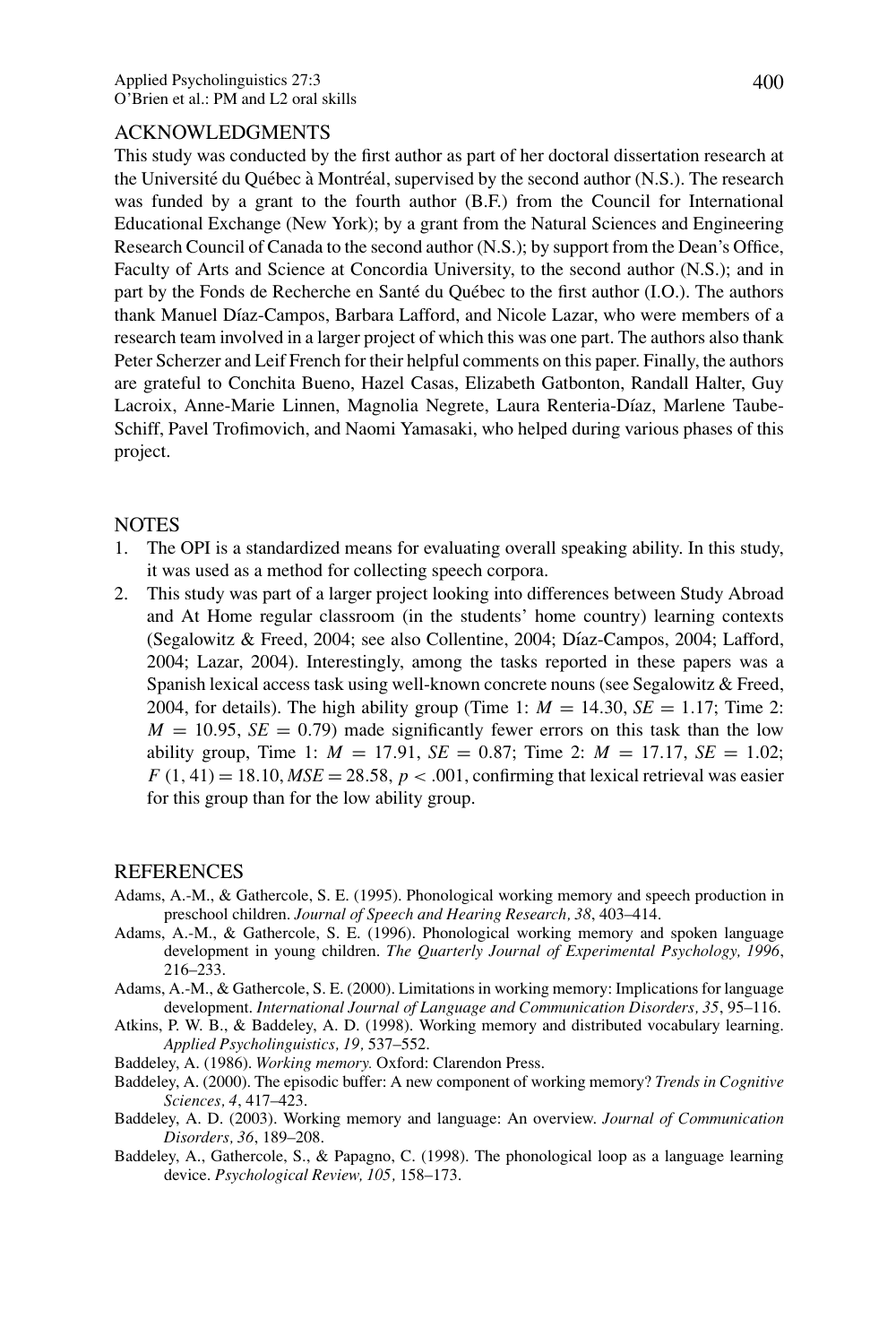## ACKNOWLEDGMENTS

This study was conducted by the first author as part of her doctoral dissertation research at the Université du Québec à Montréal, supervised by the second author (N.S.). The research was funded by a grant to the fourth author (B.F.) from the Council for International Educational Exchange (New York); by a grant from the Natural Sciences and Engineering Research Council of Canada to the second author (N.S.); by support from the Dean's Office, Faculty of Arts and Science at Concordia University, to the second author (N.S.); and in part by the Fonds de Recherche en Santé du Québec to the first author (I.O.). The authors thank Manuel Díaz-Campos, Barbara Lafford, and Nicole Lazar, who were members of a research team involved in a larger project of which this was one part. The authors also thank Peter Scherzer and Leif French for their helpful comments on this paper. Finally, the authors are grateful to Conchita Bueno, Hazel Casas, Elizabeth Gatbonton, Randall Halter, Guy Lacroix, Anne-Marie Linnen, Magnolia Negrete, Laura Renteria-Díaz, Marlene Taube-Schiff, Pavel Trofimovich, and Naomi Yamasaki, who helped during various phases of this project.

## NOTES

1. The OPI is a standardized means for evaluating overall speaking ability. In this study, it was used as a method for collecting speech corpora.
2. This study was part of a larger project looking into differences between Study Abroad and At Home regular classroom (in the students' home country) learning contexts (Segalowitz & Freed, 2004; see also Collentine, 2004; Díaz-Campos, 2004; Lafford, 2004; Lazar, 2004). Interestingly, among the tasks reported in these papers was a Spanish lexical access task using well-known concrete nouns (see Segalowitz & Freed, 2004, for details). The high ability group (Time 1: $M = 14.30$, $SE = 1.17$; Time 2: $M = 10.95$, $SE = 0.79$) made significantly fewer errors on this task than the low ability group, Time 1: $M = 17.91$, $SE = 0.87$; Time 2: $M = 17.17$, $SE = 1.02$; $F(1, 41) = 18.10$, $MSE = 28.58$, $p < .001$, confirming that lexical retrieval was easier for this group than for the low ability group.

## REFERENCES

Adams, A.-M., & Gathercole, S. E. (1995). Phonological working memory and speech production in preschool children. *Journal of Speech and Hearing Research, 38*, 403–414.

Adams, A.-M., & Gathercole, S. E. (1996). Phonological working memory and spoken language development in young children. *The Quarterly Journal of Experimental Psychology, 1996*, 216–233.

Adams, A.-M., & Gathercole, S. E. (2000). Limitations in working memory: Implications for language development. *International Journal of Language and Communication Disorders, 35*, 95–116.

Atkins, P. W. B., & Baddeley, A. D. (1998). Working memory and distributed vocabulary learning. *Applied Psycholinguistics, 19,* 537–552.

Baddeley, A. (1986). *Working memory.* Oxford: Clarendon Press.

Baddeley, A. (2000). The episodic buffer: A new component of working memory? *Trends in Cognitive Sciences, 4*, 417–423.

Baddeley, A. D. (2003). Working memory and language: An overview. *Journal of Communication Disorders, 36*, 189–208.

Baddeley, A., Gathercole, S., & Papagno, C. (1998). The phonological loop as a language learning device. *Psychological Review, 105,* 158–173.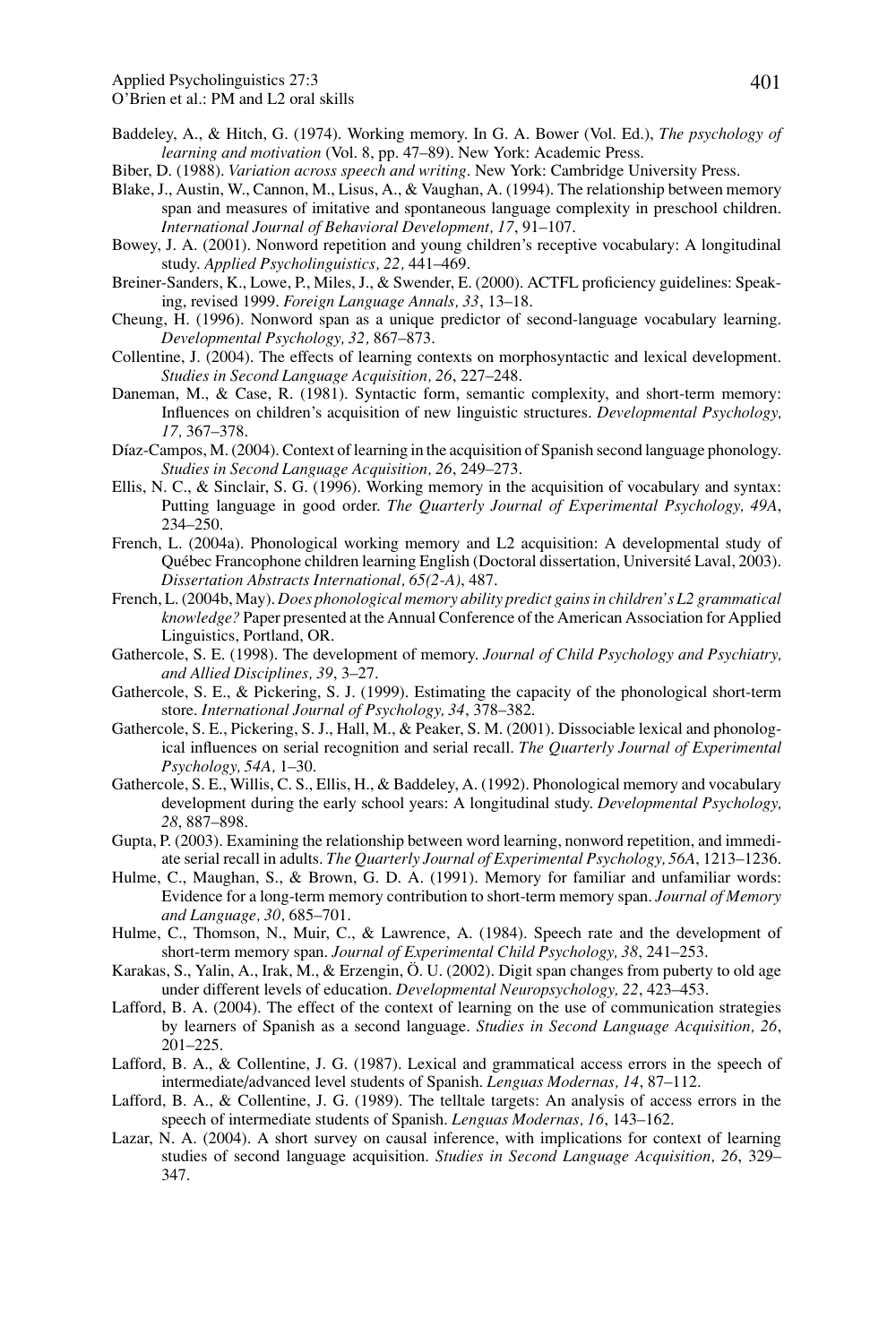Baddeley, A., & Hitch, G. (1974). Working memory. In G. A. Bower (Vol. Ed.), *The psychology of learning and motivation* (Vol. 8, pp. 47–89). New York: Academic Press.

Biber, D. (1988). *Variation across speech and writing*. New York: Cambridge University Press.

Blake, J., Austin, W., Cannon, M., Lisus, A., & Vaughan, A. (1994). The relationship between memory span and measures of imitative and spontaneous language complexity in preschool children. *International Journal of Behavioral Development, 17*, 91–107.

Bowey, J. A. (2001). Nonword repetition and young children's receptive vocabulary: A longitudinal study. *Applied Psycholinguistics, 22,* 441–469.

Breiner-Sanders, K., Lowe, P., Miles, J., & Swender, E. (2000). ACTFL proficiency guidelines: Speaking, revised 1999. *Foreign Language Annals, 33*, 13–18.

Cheung, H. (1996). Nonword span as a unique predictor of second-language vocabulary learning. *Developmental Psychology, 32,* 867–873.

Collentine, J. (2004). The effects of learning contexts on morphosyntactic and lexical development. *Studies in Second Language Acquisition, 26*, 227–248.

Daneman, M., & Case, R. (1981). Syntactic form, semantic complexity, and short-term memory: Influences on children's acquisition of new linguistic structures. *Developmental Psychology, 17,* 367–378.

Díaz-Campos, M. (2004). Context of learning in the acquisition of Spanish second language phonology. *Studies in Second Language Acquisition, 26*, 249–273.

Ellis, N. C., & Sinclair, S. G. (1996). Working memory in the acquisition of vocabulary and syntax: Putting language in good order. *The Quarterly Journal of Experimental Psychology, 49A*, 234–250.

French, L. (2004a). Phonological working memory and L2 acquisition: A developmental study of Québec Francophone children learning English (Doctoral dissertation, Université Laval, 2003). *Dissertation Abstracts International, 65(2-A)*, 487.

French, L. (2004b, May). *Does phonological memory ability predict gains in children's L2 grammatical knowledge?* Paper presented at the Annual Conference of the American Association for Applied Linguistics, Portland, OR.

Gathercole, S. E. (1998). The development of memory. *Journal of Child Psychology and Psychiatry, and Allied Disciplines, 39*, 3–27.

Gathercole, S. E., & Pickering, S. J. (1999). Estimating the capacity of the phonological short-term store. *International Journal of Psychology, 34*, 378–382.

Gathercole, S. E., Pickering, S. J., Hall, M., & Peaker, S. M. (2001). Dissociable lexical and phonological influences on serial recognition and serial recall. *The Quarterly Journal of Experimental Psychology, 54A,* 1–30.

Gathercole, S. E., Willis, C. S., Ellis, H., & Baddeley, A. (1992). Phonological memory and vocabulary development during the early school years: A longitudinal study. *Developmental Psychology, 28*, 887–898.

Gupta, P. (2003). Examining the relationship between word learning, nonword repetition, and immediate serial recall in adults. *The Quarterly Journal of Experimental Psychology, 56A*, 1213–1236.

Hulme, C., Maughan, S., & Brown, G. D. A. (1991). Memory for familiar and unfamiliar words: Evidence for a long-term memory contribution to short-term memory span. *Journal of Memory and Language, 30,* 685–701.

Hulme, C., Thomson, N., Muir, C., & Lawrence, A. (1984). Speech rate and the development of short-term memory span. *Journal of Experimental Child Psychology, 38*, 241–253.

Karakas, S., Yalin, A., Irak, M., & Erzengin, Ö. U. (2002). Digit span changes from puberty to old age under different levels of education. *Developmental Neuropsychology, 22*, 423–453.

Lafford, B. A. (2004). The effect of the context of learning on the use of communication strategies by learners of Spanish as a second language. *Studies in Second Language Acquisition, 26*, 201–225.

Lafford, B. A., & Collentine, J. G. (1987). Lexical and grammatical access errors in the speech of intermediate/advanced level students of Spanish. *Lenguas Modernas, 14*, 87–112.

Lafford, B. A., & Collentine, J. G. (1989). The telltale targets: An analysis of access errors in the speech of intermediate students of Spanish. *Lenguas Modernas, 16*, 143–162.

Lazar, N. A. (2004). A short survey on causal inference, with implications for context of learning studies of second language acquisition. *Studies in Second Language Acquisition, 26*, 329–347.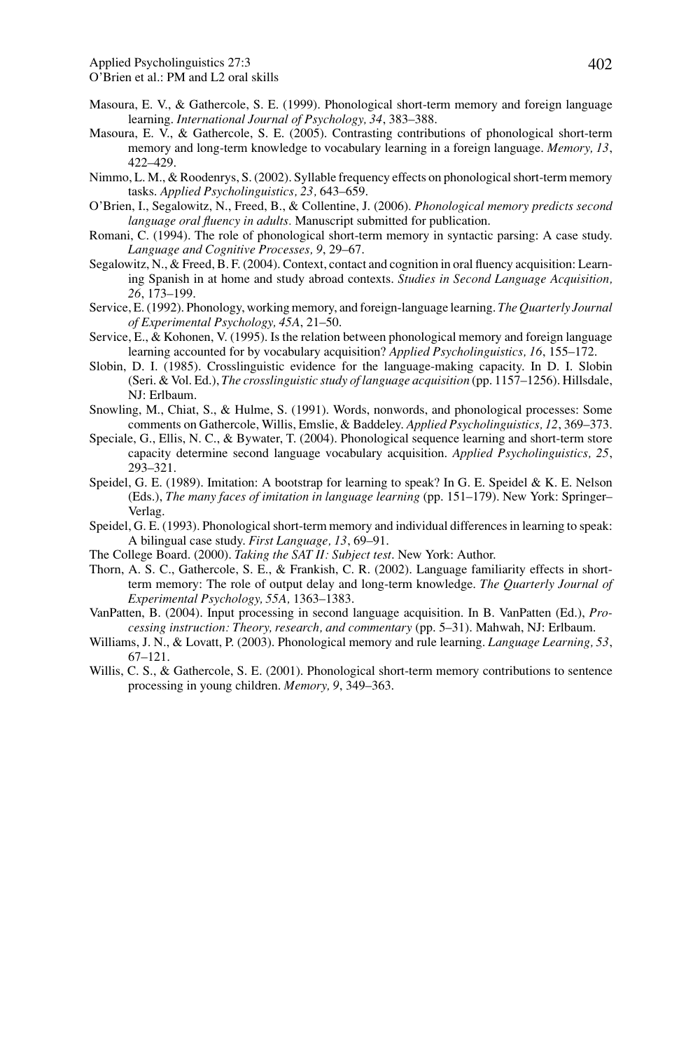Masoura, E. V., & Gathercole, S. E. (1999). Phonological short-term memory and foreign language learning. *International Journal of Psychology, 34*, 383–388.

Masoura, E. V., & Gathercole, S. E. (2005). Contrasting contributions of phonological short-term memory and long-term knowledge to vocabulary learning in a foreign language. *Memory, 13*, 422–429.

Nimmo, L. M., & Roodenrys, S. (2002). Syllable frequency effects on phonological short-term memory tasks. *Applied Psycholinguistics, 23,* 643–659.

O'Brien, I., Segalowitz, N., Freed, B., & Collentine, J. (2006). *Phonological memory predicts second language oral fluency in adults.* Manuscript submitted for publication.

Romani, C. (1994). The role of phonological short-term memory in syntactic parsing: A case study. *Language and Cognitive Processes, 9*, 29–67.

Segalowitz, N., & Freed, B. F. (2004). Context, contact and cognition in oral fluency acquisition: Learning Spanish in at home and study abroad contexts. *Studies in Second Language Acquisition, 26*, 173–199.

Service, E. (1992). Phonology, working memory, and foreign-language learning. *The Quarterly Journal of Experimental Psychology, 45A*, 21–50.

Service, E., & Kohonen, V. (1995). Is the relation between phonological memory and foreign language learning accounted for by vocabulary acquisition? *Applied Psycholinguistics, 16*, 155–172.

Slobin, D. I. (1985). Crosslinguistic evidence for the language-making capacity. In D. I. Slobin (Seri. & Vol. Ed.), *The crosslinguistic study of language acquisition* (pp. 1157–1256). Hillsdale, NJ: Erlbaum.

Snowling, M., Chiat, S., & Hulme, S. (1991). Words, nonwords, and phonological processes: Some comments on Gathercole, Willis, Emslie, & Baddeley. *Applied Psycholinguistics, 12*, 369–373.

Speciale, G., Ellis, N. C., & Bywater, T. (2004). Phonological sequence learning and short-term store capacity determine second language vocabulary acquisition. *Applied Psycholinguistics, 25*, 293–321.

Speidel, G. E. (1989). Imitation: A bootstrap for learning to speak? In G. E. Speidel & K. E. Nelson (Eds.), *The many faces of imitation in language learning* (pp. 151–179). New York: Springer–Verlag.

Speidel, G. E. (1993). Phonological short-term memory and individual differences in learning to speak: A bilingual case study. *First Language, 13*, 69–91.

The College Board. (2000). *Taking the SAT II: Subject test*. New York: Author.

Thorn, A. S. C., Gathercole, S. E., & Frankish, C. R. (2002). Language familiarity effects in short-term memory: The role of output delay and long-term knowledge. *The Quarterly Journal of Experimental Psychology, 55A,* 1363–1383.

VanPatten, B. (2004). Input processing in second language acquisition. In B. VanPatten (Ed.), *Processing instruction: Theory, research, and commentary* (pp. 5–31). Mahwah, NJ: Erlbaum.

Williams, J. N., & Lovatt, P. (2003). Phonological memory and rule learning. *Language Learning, 53*, 67–121.

Willis, C. S., & Gathercole, S. E. (2001). Phonological short-term memory contributions to sentence processing in young children. *Memory, 9*, 349–363.